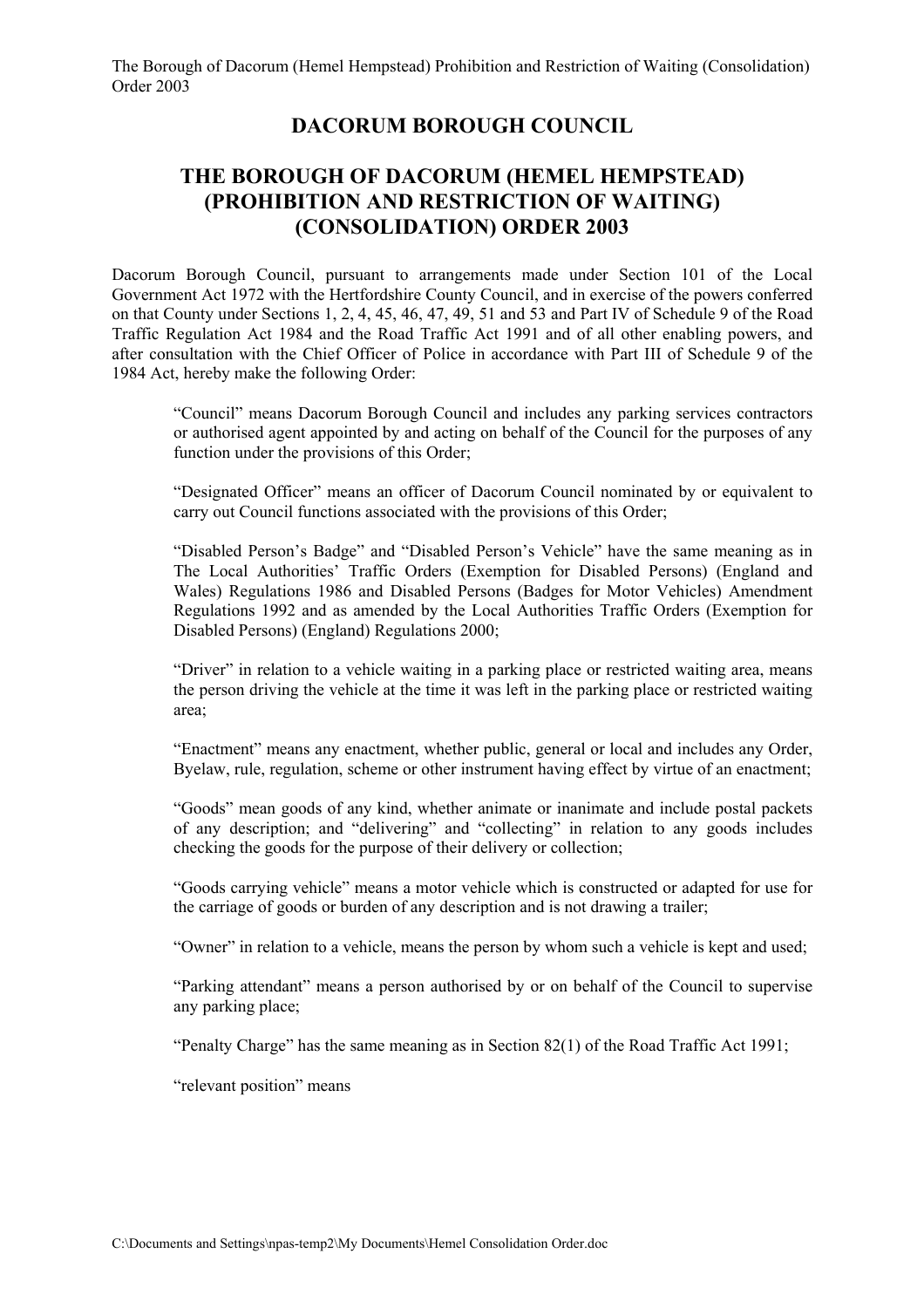# DACORUM BOROUGH COUNCIL

## THE BOROUGH OF DACORUM (HEMEL HEMPSTEAD) (PROHIBITION AND RESTRICTION OF WAITING) (CONSOLIDATION) ORDER 2003

Dacorum Borough Council, pursuant to arrangements made under Section 101 of the Local Government Act 1972 with the Hertfordshire County Council, and in exercise of the powers conferred on that County under Sections 1, 2, 4, 45, 46, 47, 49, 51 and 53 and Part IV of Schedule 9 of the Road Traffic Regulation Act 1984 and the Road Traffic Act 1991 and of all other enabling powers, and after consultation with the Chief Officer of Police in accordance with Part III of Schedule 9 of the 1984 Act, hereby make the following Order:

"Council" means Dacorum Borough Council and includes any parking services contractors or authorised agent appointed by and acting on behalf of the Council for the purposes of any function under the provisions of this Order;

"Designated Officer" means an officer of Dacorum Council nominated by or equivalent to carry out Council functions associated with the provisions of this Order;

"Disabled Person's Badge" and "Disabled Person's Vehicle" have the same meaning as in The Local Authorities' Traffic Orders (Exemption for Disabled Persons) (England and Wales) Regulations 1986 and Disabled Persons (Badges for Motor Vehicles) Amendment Regulations 1992 and as amended by the Local Authorities Traffic Orders (Exemption for Disabled Persons) (England) Regulations 2000;

"Driver" in relation to a vehicle waiting in a parking place or restricted waiting area, means the person driving the vehicle at the time it was left in the parking place or restricted waiting area;

"Enactment" means any enactment, whether public, general or local and includes any Order, Byelaw, rule, regulation, scheme or other instrument having effect by virtue of an enactment;

"Goods" mean goods of any kind, whether animate or inanimate and include postal packets of any description; and "delivering" and "collecting" in relation to any goods includes checking the goods for the purpose of their delivery or collection;

"Goods carrying vehicle" means a motor vehicle which is constructed or adapted for use for the carriage of goods or burden of any description and is not drawing a trailer;

"Owner" in relation to a vehicle, means the person by whom such a vehicle is kept and used;

"Parking attendant" means a person authorised by or on behalf of the Council to supervise any parking place;

"Penalty Charge" has the same meaning as in Section 82(1) of the Road Traffic Act 1991;

"relevant position" means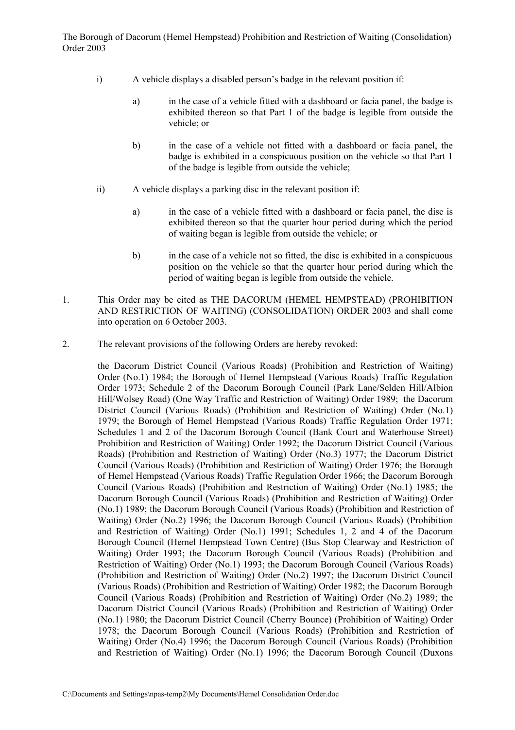i) A vehicle displays a disabled person's badge in the relevant position if:

   a) in the case of a vehicle fitted with a dashboard or facia panel, the badge is exhibited thereon so that Part 1 of the badge is legible from outside the vehicle; or

   b) in the case of a vehicle not fitted with a dashboard or facia panel, the badge is exhibited in a conspicuous position on the vehicle so that Part 1 of the badge is legible from outside the vehicle;

ii) A vehicle displays a parking disc in the relevant position if:

   a) in the case of a vehicle fitted with a dashboard or facia panel, the disc is exhibited thereon so that the quarter hour period during which the period of waiting began is legible from outside the vehicle; or

   b) in the case of a vehicle not so fitted, the disc is exhibited in a conspicuous position on the vehicle so that the quarter hour period during which the period of waiting began is legible from outside the vehicle.

1. This Order may be cited as THE DACORUM (HEMEL HEMPSTEAD) (PROHIBITION AND RESTRICTION OF WAITING) (CONSOLIDATION) ORDER 2003 and shall come into operation on 6 October 2003.

2. The relevant provisions of the following Orders are hereby revoked:

   the Dacorum District Council (Various Roads) (Prohibition and Restriction of Waiting) Order (No.1) 1984; the Borough of Hemel Hempstead (Various Roads) Traffic Regulation Order 1973; Schedule 2 of the Dacorum Borough Council (Park Lane/Selden Hill/Albion Hill/Wolsey Road) (One Way Traffic and Restriction of Waiting) Order 1989; the Dacorum District Council (Various Roads) (Prohibition and Restriction of Waiting) Order (No.1) 1979; the Borough of Hemel Hempstead (Various Roads) Traffic Regulation Order 1971; Schedules 1 and 2 of the Dacorum Borough Council (Bank Court and Waterhouse Street) Prohibition and Restriction of Waiting) Order 1992; the Dacorum District Council (Various Roads) (Prohibition and Restriction of Waiting) Order (No.3) 1977; the Dacorum District Council (Various Roads) (Prohibition and Restriction of Waiting) Order 1976; the Borough of Hemel Hempstead (Various Roads) Traffic Regulation Order 1966; the Dacorum Borough Council (Various Roads) (Prohibition and Restriction of Waiting) Order (No.1) 1985; the Dacorum Borough Council (Various Roads) (Prohibition and Restriction of Waiting) Order (No.1) 1989; the Dacorum Borough Council (Various Roads) (Prohibition and Restriction of Waiting) Order (No.2) 1996; the Dacorum Borough Council (Various Roads) (Prohibition and Restriction of Waiting) Order (No.1) 1991; Schedules 1, 2 and 4 of the Dacorum Borough Council (Hemel Hempstead Town Centre) (Bus Stop Clearway and Restriction of Waiting) Order 1993; the Dacorum Borough Council (Various Roads) (Prohibition and Restriction of Waiting) Order (No.1) 1993; the Dacorum Borough Council (Various Roads) (Prohibition and Restriction of Waiting) Order (No.2) 1997; the Dacorum District Council (Various Roads) (Prohibition and Restriction of Waiting) Order 1982; the Dacorum Borough Council (Various Roads) (Prohibition and Restriction of Waiting) Order (No.2) 1989; the Dacorum District Council (Various Roads) (Prohibition and Restriction of Waiting) Order (No.1) 1980; the Dacorum District Council (Cherry Bounce) (Prohibition of Waiting) Order 1978; the Dacorum Borough Council (Various Roads) (Prohibition and Restriction of Waiting) Order (No.4) 1996; the Dacorum Borough Council (Various Roads) (Prohibition and Restriction of Waiting) Order (No.1) 1996; the Dacorum Borough Council (Duxons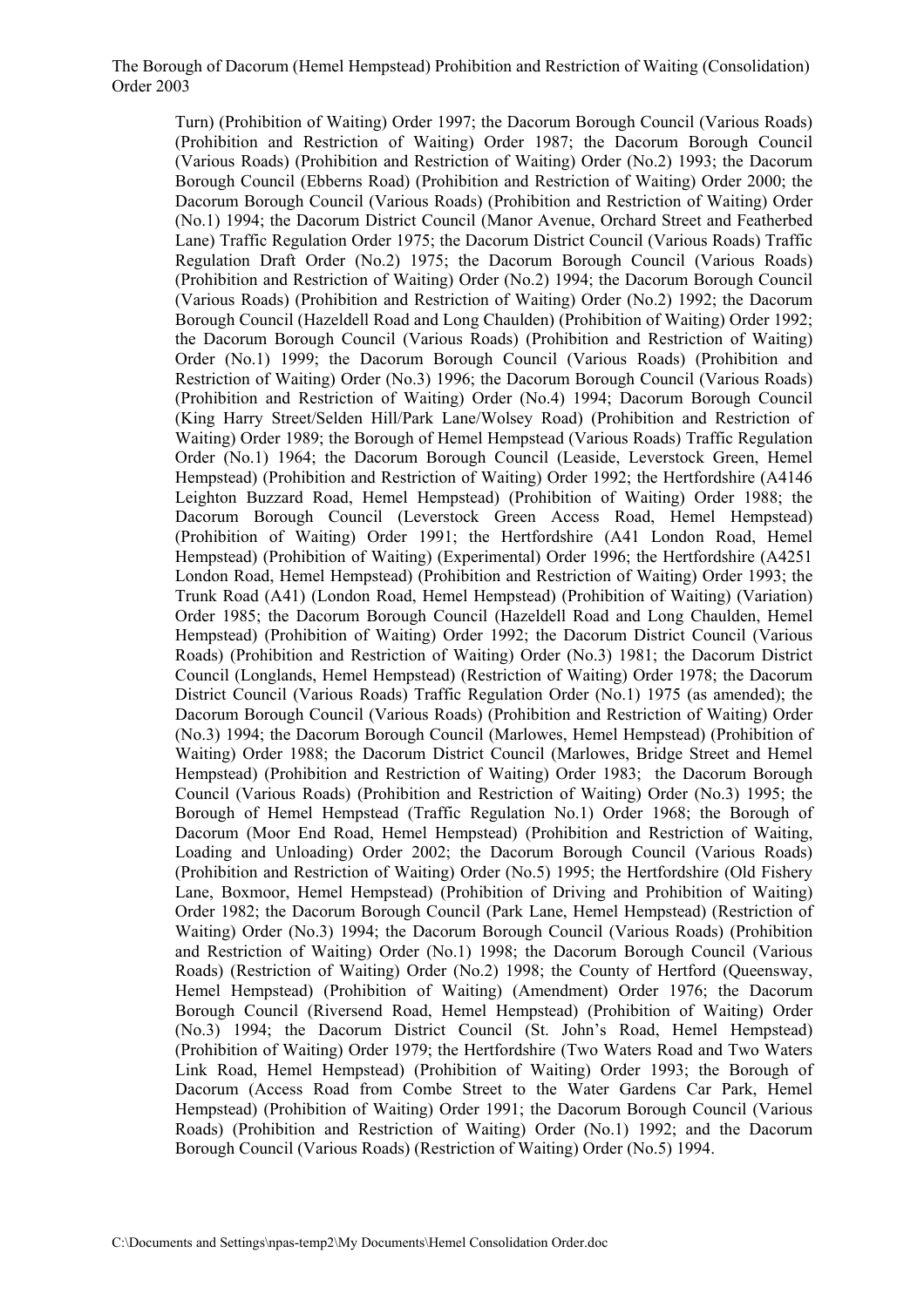Turn) (Prohibition of Waiting) Order 1997; the Dacorum Borough Council (Various Roads) (Prohibition and Restriction of Waiting) Order 1987; the Dacorum Borough Council (Various Roads) (Prohibition and Restriction of Waiting) Order (No.2) 1993; the Dacorum Borough Council (Ebberns Road) (Prohibition and Restriction of Waiting) Order 2000; the Dacorum Borough Council (Various Roads) (Prohibition and Restriction of Waiting) Order (No.1) 1994; the Dacorum District Council (Manor Avenue, Orchard Street and Featherbed Lane) Traffic Regulation Order 1975; the Dacorum District Council (Various Roads) Traffic Regulation Draft Order (No.2) 1975; the Dacorum Borough Council (Various Roads) (Prohibition and Restriction of Waiting) Order (No.2) 1994; the Dacorum Borough Council (Various Roads) (Prohibition and Restriction of Waiting) Order (No.2) 1992; the Dacorum Borough Council (Hazeldell Road and Long Chaulden) (Prohibition of Waiting) Order 1992; the Dacorum Borough Council (Various Roads) (Prohibition and Restriction of Waiting) Order (No.1) 1999; the Dacorum Borough Council (Various Roads) (Prohibition and Restriction of Waiting) Order (No.3) 1996; the Dacorum Borough Council (Various Roads) (Prohibition and Restriction of Waiting) Order (No.4) 1994; Dacorum Borough Council (King Harry Street/Selden Hill/Park Lane/Wolsey Road) (Prohibition and Restriction of Waiting) Order 1989; the Borough of Hemel Hempstead (Various Roads) Traffic Regulation Order (No.1) 1964; the Dacorum Borough Council (Leaside, Leverstock Green, Hemel Hempstead) (Prohibition and Restriction of Waiting) Order 1992; the Hertfordshire (A4146 Leighton Buzzard Road, Hemel Hempstead) (Prohibition of Waiting) Order 1988; the Dacorum Borough Council (Leverstock Green Access Road, Hemel Hempstead) (Prohibition of Waiting) Order 1991; the Hertfordshire (A41 London Road, Hemel Hempstead) (Prohibition of Waiting) (Experimental) Order 1996; the Hertfordshire (A4251 London Road, Hemel Hempstead) (Prohibition and Restriction of Waiting) Order 1993; the Trunk Road (A41) (London Road, Hemel Hempstead) (Prohibition of Waiting) (Variation) Order 1985; the Dacorum Borough Council (Hazeldell Road and Long Chaulden, Hemel Hempstead) (Prohibition of Waiting) Order 1992; the Dacorum District Council (Various Roads) (Prohibition and Restriction of Waiting) Order (No.3) 1981; the Dacorum District Council (Longlands, Hemel Hempstead) (Restriction of Waiting) Order 1978; the Dacorum District Council (Various Roads) Traffic Regulation Order (No.1) 1975 (as amended); the Dacorum Borough Council (Various Roads) (Prohibition and Restriction of Waiting) Order (No.3) 1994; the Dacorum Borough Council (Marlowes, Hemel Hempstead) (Prohibition of Waiting) Order 1988; the Dacorum District Council (Marlowes, Bridge Street and Hemel Hempstead) (Prohibition and Restriction of Waiting) Order 1983; the Dacorum Borough Council (Various Roads) (Prohibition and Restriction of Waiting) Order (No.3) 1995; the Borough of Hemel Hempstead (Traffic Regulation No.1) Order 1968; the Borough of Dacorum (Moor End Road, Hemel Hempstead) (Prohibition and Restriction of Waiting, Loading and Unloading) Order 2002; the Dacorum Borough Council (Various Roads) (Prohibition and Restriction of Waiting) Order (No.5) 1995; the Hertfordshire (Old Fishery Lane, Boxmoor, Hemel Hempstead) (Prohibition of Driving and Prohibition of Waiting) Order 1982; the Dacorum Borough Council (Park Lane, Hemel Hempstead) (Restriction of Waiting) Order (No.3) 1994; the Dacorum Borough Council (Various Roads) (Prohibition and Restriction of Waiting) Order (No.1) 1998; the Dacorum Borough Council (Various Roads) (Restriction of Waiting) Order (No.2) 1998; the County of Hertford (Queensway, Hemel Hempstead) (Prohibition of Waiting) (Amendment) Order 1976; the Dacorum Borough Council (Riversend Road, Hemel Hempstead) (Prohibition of Waiting) Order (No.3) 1994; the Dacorum District Council (St. John's Road, Hemel Hempstead) (Prohibition of Waiting) Order 1979; the Hertfordshire (Two Waters Road and Two Waters Link Road, Hemel Hempstead) (Prohibition of Waiting) Order 1993; the Borough of Dacorum (Access Road from Combe Street to the Water Gardens Car Park, Hemel Hempstead) (Prohibition of Waiting) Order 1991; the Dacorum Borough Council (Various Roads) (Prohibition and Restriction of Waiting) Order (No.1) 1992; and the Dacorum Borough Council (Various Roads) (Restriction of Waiting) Order (No.5) 1994.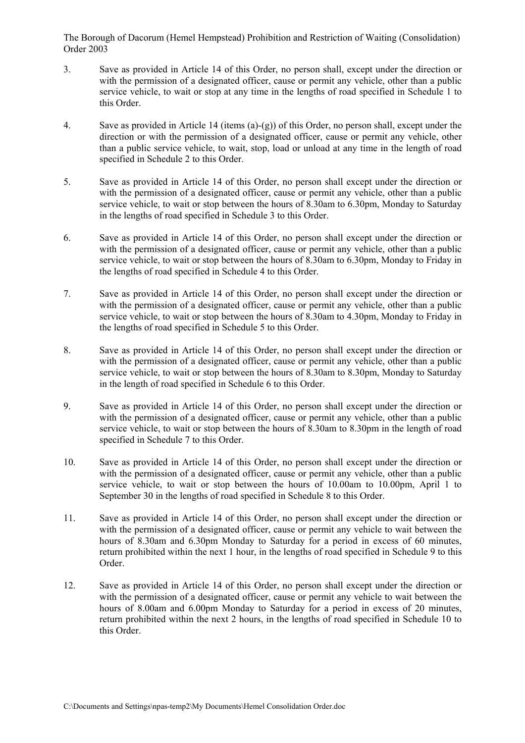3. Save as provided in Article 14 of this Order, no person shall, except under the direction or with the permission of a designated officer, cause or permit any vehicle, other than a public service vehicle, to wait or stop at any time in the lengths of road specified in Schedule 1 to this Order.

4. Save as provided in Article 14 (items (a)-(g)) of this Order, no person shall, except under the direction or with the permission of a designated officer, cause or permit any vehicle, other than a public service vehicle, to wait, stop, load or unload at any time in the length of road specified in Schedule 2 to this Order.

5. Save as provided in Article 14 of this Order, no person shall except under the direction or with the permission of a designated officer, cause or permit any vehicle, other than a public service vehicle, to wait or stop between the hours of 8.30am to 6.30pm, Monday to Saturday in the lengths of road specified in Schedule 3 to this Order.

6. Save as provided in Article 14 of this Order, no person shall except under the direction or with the permission of a designated officer, cause or permit any vehicle, other than a public service vehicle, to wait or stop between the hours of 8.30am to 6.30pm, Monday to Friday in the lengths of road specified in Schedule 4 to this Order.

7. Save as provided in Article 14 of this Order, no person shall except under the direction or with the permission of a designated officer, cause or permit any vehicle, other than a public service vehicle, to wait or stop between the hours of 8.30am to 4.30pm, Monday to Friday in the lengths of road specified in Schedule 5 to this Order.

8. Save as provided in Article 14 of this Order, no person shall except under the direction or with the permission of a designated officer, cause or permit any vehicle, other than a public service vehicle, to wait or stop between the hours of 8.30am to 8.30pm, Monday to Saturday in the length of road specified in Schedule 6 to this Order.

9. Save as provided in Article 14 of this Order, no person shall except under the direction or with the permission of a designated officer, cause or permit any vehicle, other than a public service vehicle, to wait or stop between the hours of 8.30am to 8.30pm in the length of road specified in Schedule 7 to this Order.

10. Save as provided in Article 14 of this Order, no person shall except under the direction or with the permission of a designated officer, cause or permit any vehicle, other than a public service vehicle, to wait or stop between the hours of 10.00am to 10.00pm, April 1 to September 30 in the lengths of road specified in Schedule 8 to this Order.

11. Save as provided in Article 14 of this Order, no person shall except under the direction or with the permission of a designated officer, cause or permit any vehicle to wait between the hours of 8.30am and 6.30pm Monday to Saturday for a period in excess of 60 minutes, return prohibited within the next 1 hour, in the lengths of road specified in Schedule 9 to this Order.

12. Save as provided in Article 14 of this Order, no person shall except under the direction or with the permission of a designated officer, cause or permit any vehicle to wait between the hours of 8.00am and 6.00pm Monday to Saturday for a period in excess of 20 minutes, return prohibited within the next 2 hours, in the lengths of road specified in Schedule 10 to this Order.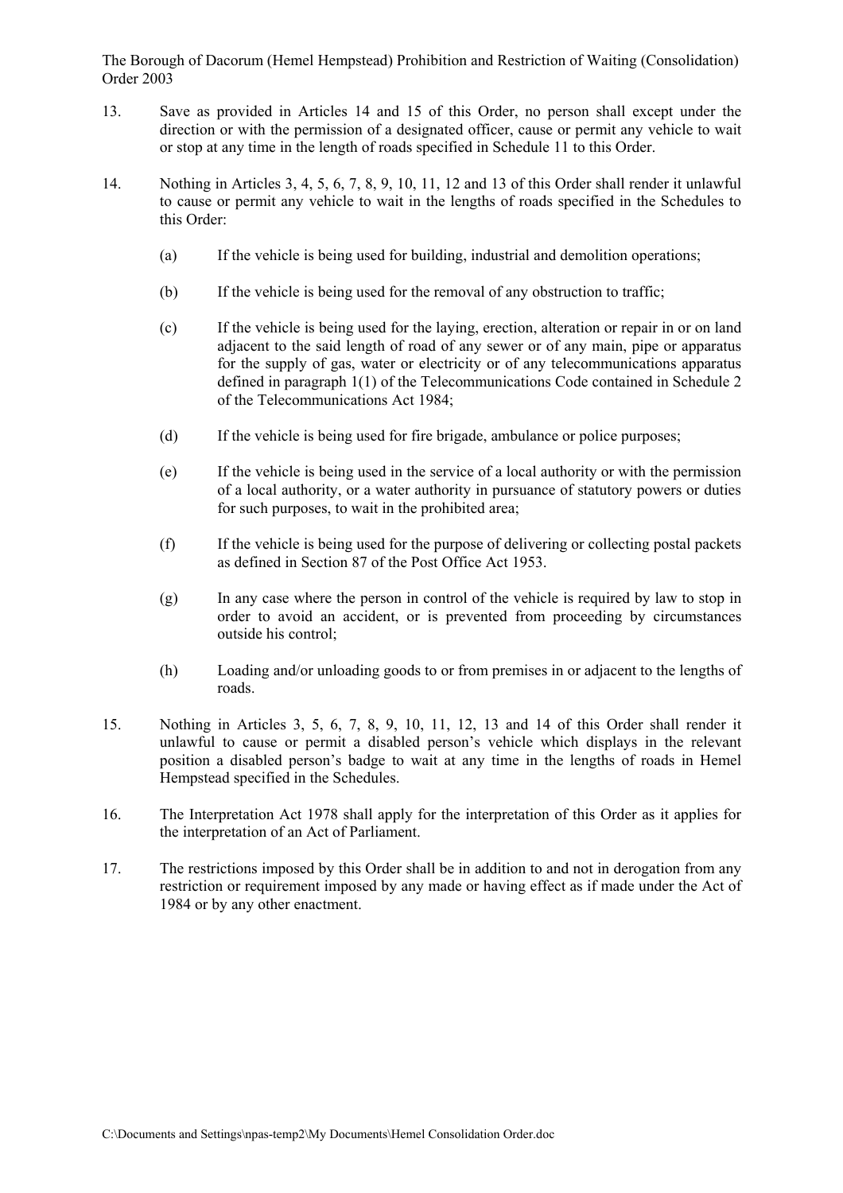13. Save as provided in Articles 14 and 15 of this Order, no person shall except under the direction or with the permission of a designated officer, cause or permit any vehicle to wait or stop at any time in the length of roads specified in Schedule 11 to this Order.

14. Nothing in Articles 3, 4, 5, 6, 7, 8, 9, 10, 11, 12 and 13 of this Order shall render it unlawful to cause or permit any vehicle to wait in the lengths of roads specified in the Schedules to this Order:

    (a) If the vehicle is being used for building, industrial and demolition operations;

    (b) If the vehicle is being used for the removal of any obstruction to traffic;

    (c) If the vehicle is being used for the laying, erection, alteration or repair in or on land adjacent to the said length of road of any sewer or of any main, pipe or apparatus for the supply of gas, water or electricity or of any telecommunications apparatus defined in paragraph 1(1) of the Telecommunications Code contained in Schedule 2 of the Telecommunications Act 1984;

    (d) If the vehicle is being used for fire brigade, ambulance or police purposes;

    (e) If the vehicle is being used in the service of a local authority or with the permission of a local authority, or a water authority in pursuance of statutory powers or duties for such purposes, to wait in the prohibited area;

    (f) If the vehicle is being used for the purpose of delivering or collecting postal packets as defined in Section 87 of the Post Office Act 1953.

    (g) In any case where the person in control of the vehicle is required by law to stop in order to avoid an accident, or is prevented from proceeding by circumstances outside his control;

    (h) Loading and/or unloading goods to or from premises in or adjacent to the lengths of roads.

15. Nothing in Articles 3, 5, 6, 7, 8, 9, 10, 11, 12, 13 and 14 of this Order shall render it unlawful to cause or permit a disabled person's vehicle which displays in the relevant position a disabled person's badge to wait at any time in the lengths of roads in Hemel Hempstead specified in the Schedules.

16. The Interpretation Act 1978 shall apply for the interpretation of this Order as it applies for the interpretation of an Act of Parliament.

17. The restrictions imposed by this Order shall be in addition to and not in derogation from any restriction or requirement imposed by any made or having effect as if made under the Act of 1984 or by any other enactment.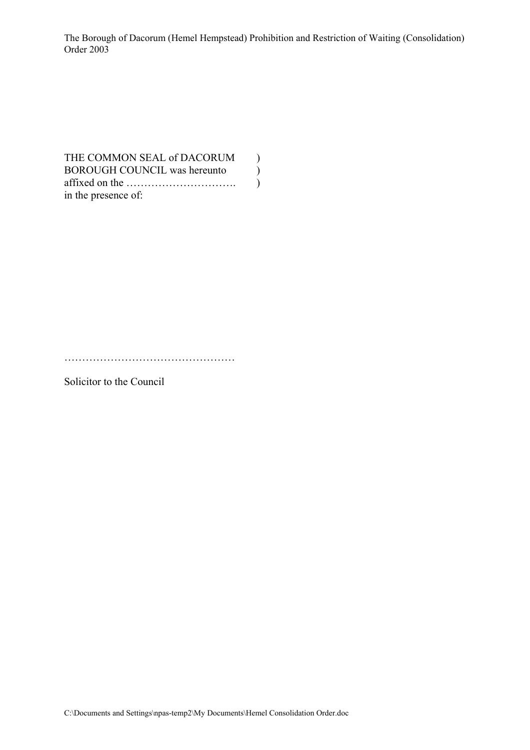THE COMMON SEAL of DACORUM )
BOROUGH COUNCIL was hereunto )
affixed on the …………………………. )
in the presence of:

…………………………………………

Solicitor to the Council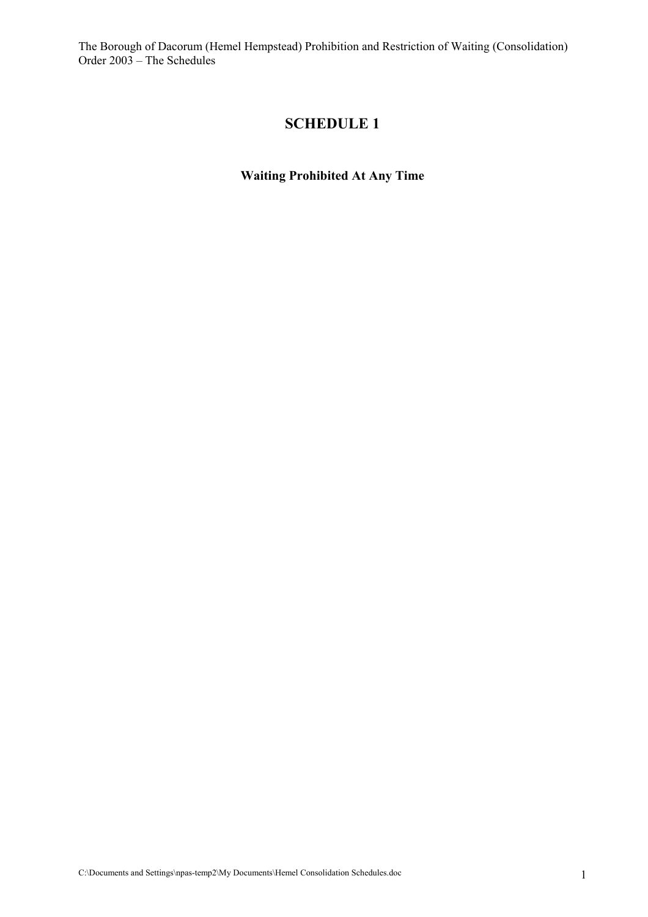# SCHEDULE 1

### Waiting Prohibited At Any Time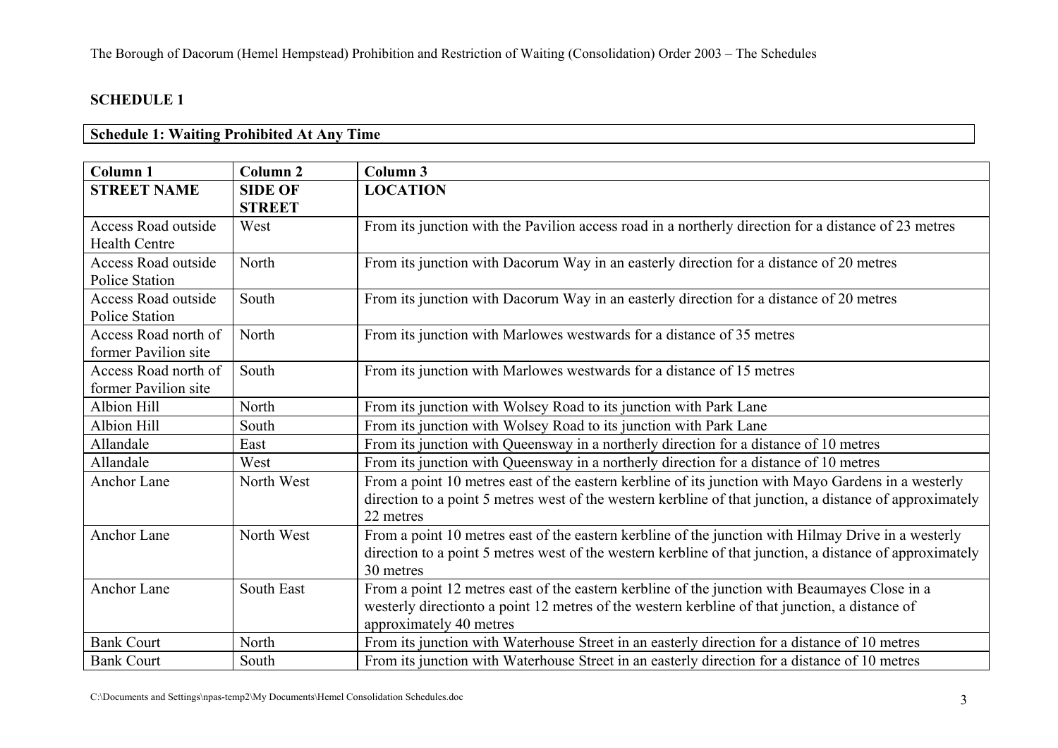## SCHEDULE 1

**Schedule 1: Waiting Prohibited At Any Time**

| Column 1 | Column 2 | Column 3 |
|---|---|---|
| **STREET NAME** | **SIDE OF STREET** | **LOCATION** |
| Access Road outside Health Centre | West | From its junction with the Pavilion access road in a northerly direction for a distance of 23 metres |
| Access Road outside Police Station | North | From its junction with Dacorum Way in an easterly direction for a distance of 20 metres |
| Access Road outside Police Station | South | From its junction with Dacorum Way in an easterly direction for a distance of 20 metres |
| Access Road north of former Pavilion site | North | From its junction with Marlowes westwards for a distance of 35 metres |
| Access Road north of former Pavilion site | South | From its junction with Marlowes westwards for a distance of 15 metres |
| Albion Hill | North | From its junction with Wolsey Road to its junction with Park Lane |
| Albion Hill | South | From its junction with Wolsey Road to its junction with Park Lane |
| Allandale | East | From its junction with Queensway in a northerly direction for a distance of 10 metres |
| Allandale | West | From its junction with Queensway in a northerly direction for a distance of 10 metres |
| Anchor Lane | North West | From a point 10 metres east of the eastern kerbline of its junction with Mayo Gardens in a westerly direction to a point 5 metres west of the western kerbline of that junction, a distance of approximately 22 metres |
| Anchor Lane | North West | From a point 10 metres east of the eastern kerbline of the junction with Hilmay Drive in a westerly direction to a point 5 metres west of the western kerbline of that junction, a distance of approximately 30 metres |
| Anchor Lane | South East | From a point 12 metres east of the eastern kerbline of the junction with Beaumayes Close in a westerly directionto a point 12 metres of the western kerbline of that junction, a distance of approximately 40 metres |
| Bank Court | North | From its junction with Waterhouse Street in an easterly direction for a distance of 10 metres |
| Bank Court | South | From its junction with Waterhouse Street in an easterly direction for a distance of 10 metres |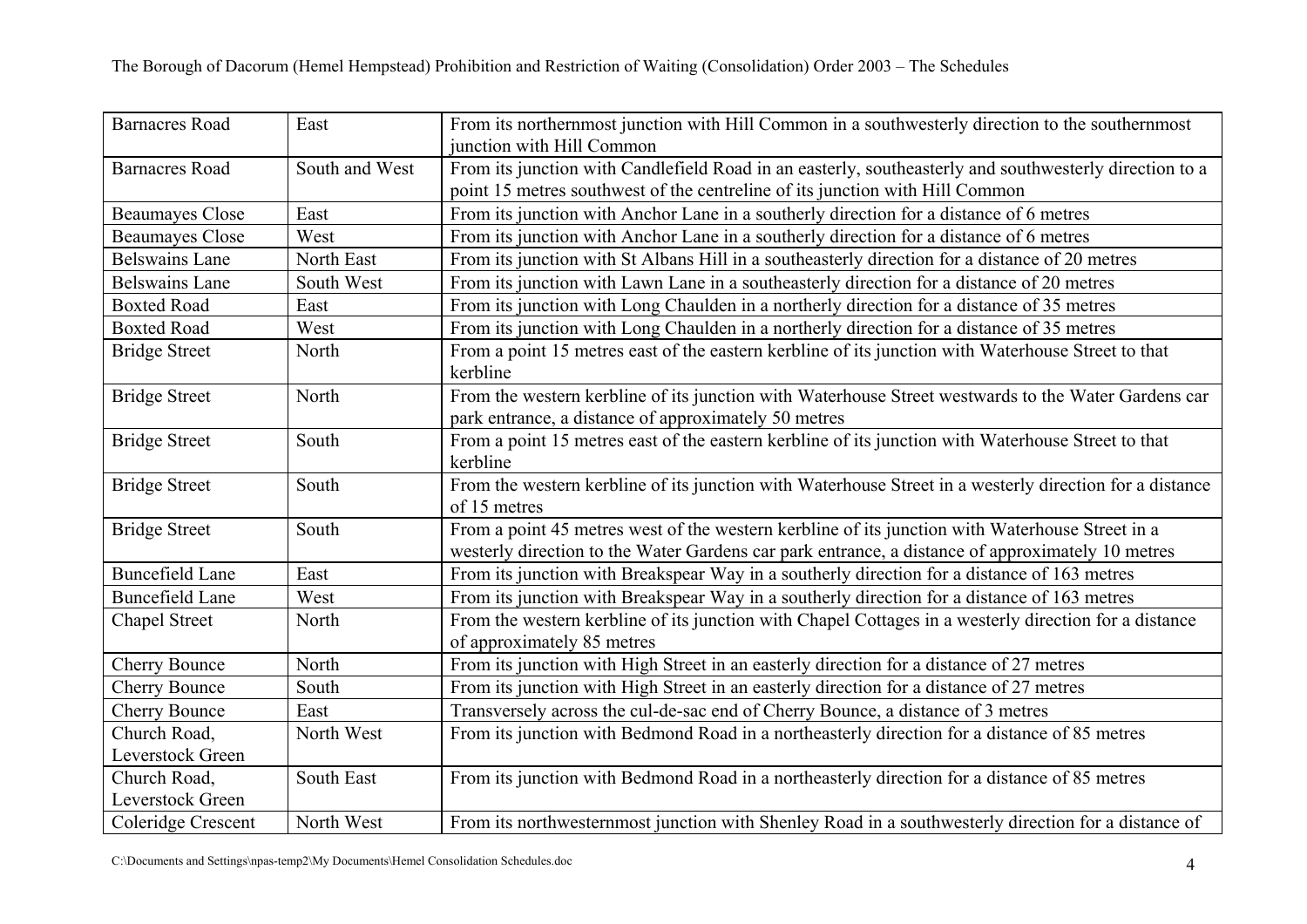| Barnacres Road | East | From its northernmost junction with Hill Common in a southwesterly direction to the southernmost junction with Hill Common |
|---|---|---|
| Barnacres Road | South and West | From its junction with Candlefield Road in an easterly, southeasterly and southwesterly direction to a point 15 metres southwest of the centreline of its junction with Hill Common |
| Beaumayes Close | East | From its junction with Anchor Lane in a southerly direction for a distance of 6 metres |
| Beaumayes Close | West | From its junction with Anchor Lane in a southerly direction for a distance of 6 metres |
| Belswains Lane | North East | From its junction with St Albans Hill in a southeasterly direction for a distance of 20 metres |
| Belswains Lane | South West | From its junction with Lawn Lane in a southeasterly direction for a distance of 20 metres |
| Boxted Road | East | From its junction with Long Chaulden in a northerly direction for a distance of 35 metres |
| Boxted Road | West | From its junction with Long Chaulden in a northerly direction for a distance of 35 metres |
| Bridge Street | North | From a point 15 metres east of the eastern kerbline of its junction with Waterhouse Street to that kerbline |
| Bridge Street | North | From the western kerbline of its junction with Waterhouse Street westwards to the Water Gardens car park entrance, a distance of approximately 50 metres |
| Bridge Street | South | From a point 15 metres east of the eastern kerbline of its junction with Waterhouse Street to that kerbline |
| Bridge Street | South | From the western kerbline of its junction with Waterhouse Street in a westerly direction for a distance of 15 metres |
| Bridge Street | South | From a point 45 metres west of the western kerbline of its junction with Waterhouse Street in a westerly direction to the Water Gardens car park entrance, a distance of approximately 10 metres |
| Buncefield Lane | East | From its junction with Breakspear Way in a southerly direction for a distance of 163 metres |
| Buncefield Lane | West | From its junction with Breakspear Way in a southerly direction for a distance of 163 metres |
| Chapel Street | North | From the western kerbline of its junction with Chapel Cottages in a westerly direction for a distance of approximately 85 metres |
| Cherry Bounce | North | From its junction with High Street in an easterly direction for a distance of 27 metres |
| Cherry Bounce | South | From its junction with High Street in an easterly direction for a distance of 27 metres |
| Cherry Bounce | East | Transversely across the cul-de-sac end of Cherry Bounce, a distance of 3 metres |
| Church Road, Leverstock Green | North West | From its junction with Bedmond Road in a northeasterly direction for a distance of 85 metres |
| Church Road, Leverstock Green | South East | From its junction with Bedmond Road in a northeasterly direction for a distance of 85 metres |
| Coleridge Crescent | North West | From its northwesternmost junction with Shenley Road in a southwesterly direction for a distance of |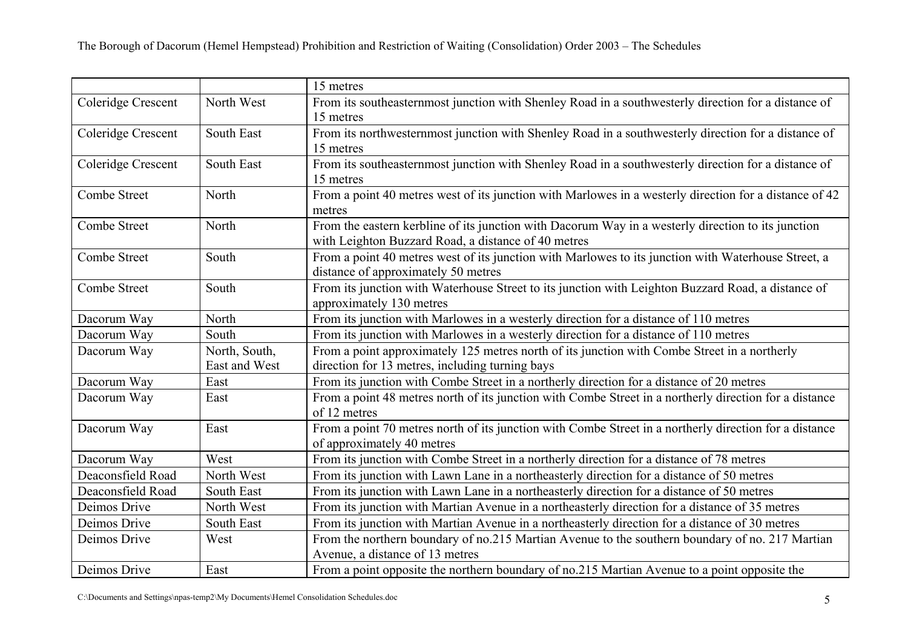| | | 15 metres |
|---|---|---|
| Coleridge Crescent | North West | From its southeasternmost junction with Shenley Road in a southwesterly direction for a distance of 15 metres |
| Coleridge Crescent | South East | From its northwesternmost junction with Shenley Road in a southwesterly direction for a distance of 15 metres |
| Coleridge Crescent | South East | From its southeasternmost junction with Shenley Road in a southwesterly direction for a distance of 15 metres |
| Combe Street | North | From a point 40 metres west of its junction with Marlowes in a westerly direction for a distance of 42 metres |
| Combe Street | North | From the eastern kerbline of its junction with Dacorum Way in a westerly direction to its junction with Leighton Buzzard Road, a distance of 40 metres |
| Combe Street | South | From a point 40 metres west of its junction with Marlowes to its junction with Waterhouse Street, a distance of approximately 50 metres |
| Combe Street | South | From its junction with Waterhouse Street to its junction with Leighton Buzzard Road, a distance of approximately 130 metres |
| Dacorum Way | North | From its junction with Marlowes in a westerly direction for a distance of 110 metres |
| Dacorum Way | South | From its junction with Marlowes in a westerly direction for a distance of 110 metres |
| Dacorum Way | North, South, East and West | From a point approximately 125 metres north of its junction with Combe Street in a northerly direction for 13 metres, including turning bays |
| Dacorum Way | East | From its junction with Combe Street in a northerly direction for a distance of 20 metres |
| Dacorum Way | East | From a point 48 metres north of its junction with Combe Street in a northerly direction for a distance of 12 metres |
| Dacorum Way | East | From a point 70 metres north of its junction with Combe Street in a northerly direction for a distance of approximately 40 metres |
| Dacorum Way | West | From its junction with Combe Street in a northerly direction for a distance of 78 metres |
| Deaconsfield Road | North West | From its junction with Lawn Lane in a northeasterly direction for a distance of 50 metres |
| Deaconsfield Road | South East | From its junction with Lawn Lane in a northeasterly direction for a distance of 50 metres |
| Deimos Drive | North West | From its junction with Martian Avenue in a northeasterly direction for a distance of 35 metres |
| Deimos Drive | South East | From its junction with Martian Avenue in a northeasterly direction for a distance of 30 metres |
| Deimos Drive | West | From the northern boundary of no.215 Martian Avenue to the southern boundary of no. 217 Martian Avenue, a distance of 13 metres |
| Deimos Drive | East | From a point opposite the northern boundary of no.215 Martian Avenue to a point opposite the |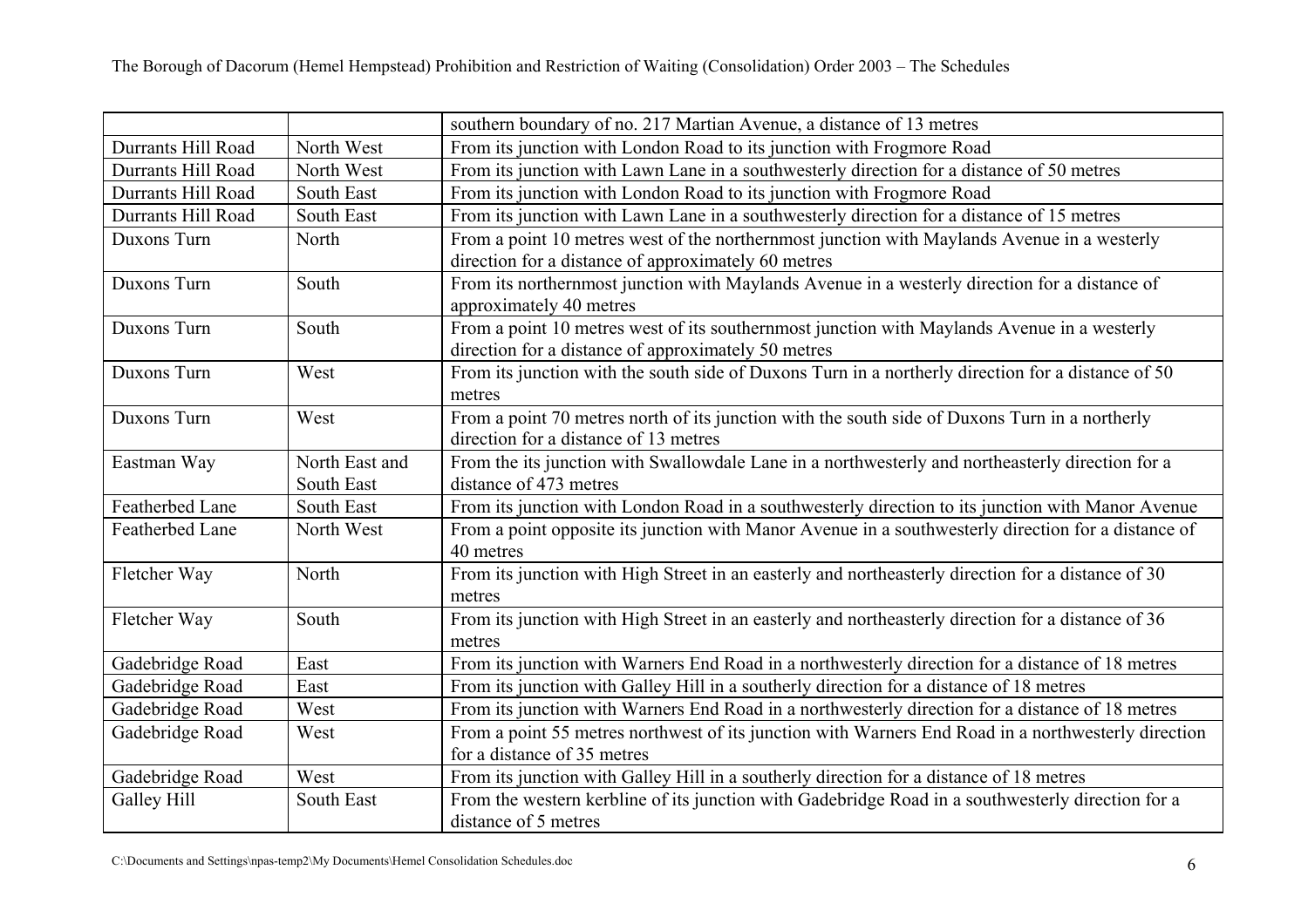|  |  | southern boundary of no. 217 Martian Avenue, a distance of 13 metres |
|---|---|---|
| Durrants Hill Road | North West | From its junction with London Road to its junction with Frogmore Road |
| Durrants Hill Road | North West | From its junction with Lawn Lane in a southwesterly direction for a distance of 50 metres |
| Durrants Hill Road | South East | From its junction with London Road to its junction with Frogmore Road |
| Durrants Hill Road | South East | From its junction with Lawn Lane in a southwesterly direction for a distance of 15 metres |
| Duxons Turn | North | From a point 10 metres west of the northernmost junction with Maylands Avenue in a westerly direction for a distance of approximately 60 metres |
| Duxons Turn | South | From its northernmost junction with Maylands Avenue in a westerly direction for a distance of approximately 40 metres |
| Duxons Turn | South | From a point 10 metres west of its southernmost junction with Maylands Avenue in a westerly direction for a distance of approximately 50 metres |
| Duxons Turn | West | From its junction with the south side of Duxons Turn in a northerly direction for a distance of 50 metres |
| Duxons Turn | West | From a point 70 metres north of its junction with the south side of Duxons Turn in a northerly direction for a distance of 13 metres |
| Eastman Way | North East and South East | From the its junction with Swallowdale Lane in a northwesterly and northeasterly direction for a distance of 473 metres |
| Featherbed Lane | South East | From its junction with London Road in a southwesterly direction to its junction with Manor Avenue |
| Featherbed Lane | North West | From a point opposite its junction with Manor Avenue in a southwesterly direction for a distance of 40 metres |
| Fletcher Way | North | From its junction with High Street in an easterly and northeasterly direction for a distance of 30 metres |
| Fletcher Way | South | From its junction with High Street in an easterly and northeasterly direction for a distance of 36 metres |
| Gadebridge Road | East | From its junction with Warners End Road in a northwesterly direction for a distance of 18 metres |
| Gadebridge Road | East | From its junction with Galley Hill in a southerly direction for a distance of 18 metres |
| Gadebridge Road | West | From its junction with Warners End Road in a northwesterly direction for a distance of 18 metres |
| Gadebridge Road | West | From a point 55 metres northwest of its junction with Warners End Road in a northwesterly direction for a distance of 35 metres |
| Gadebridge Road | West | From its junction with Galley Hill in a southerly direction for a distance of 18 metres |
| Galley Hill | South East | From the western kerbline of its junction with Gadebridge Road in a southwesterly direction for a distance of 5 metres |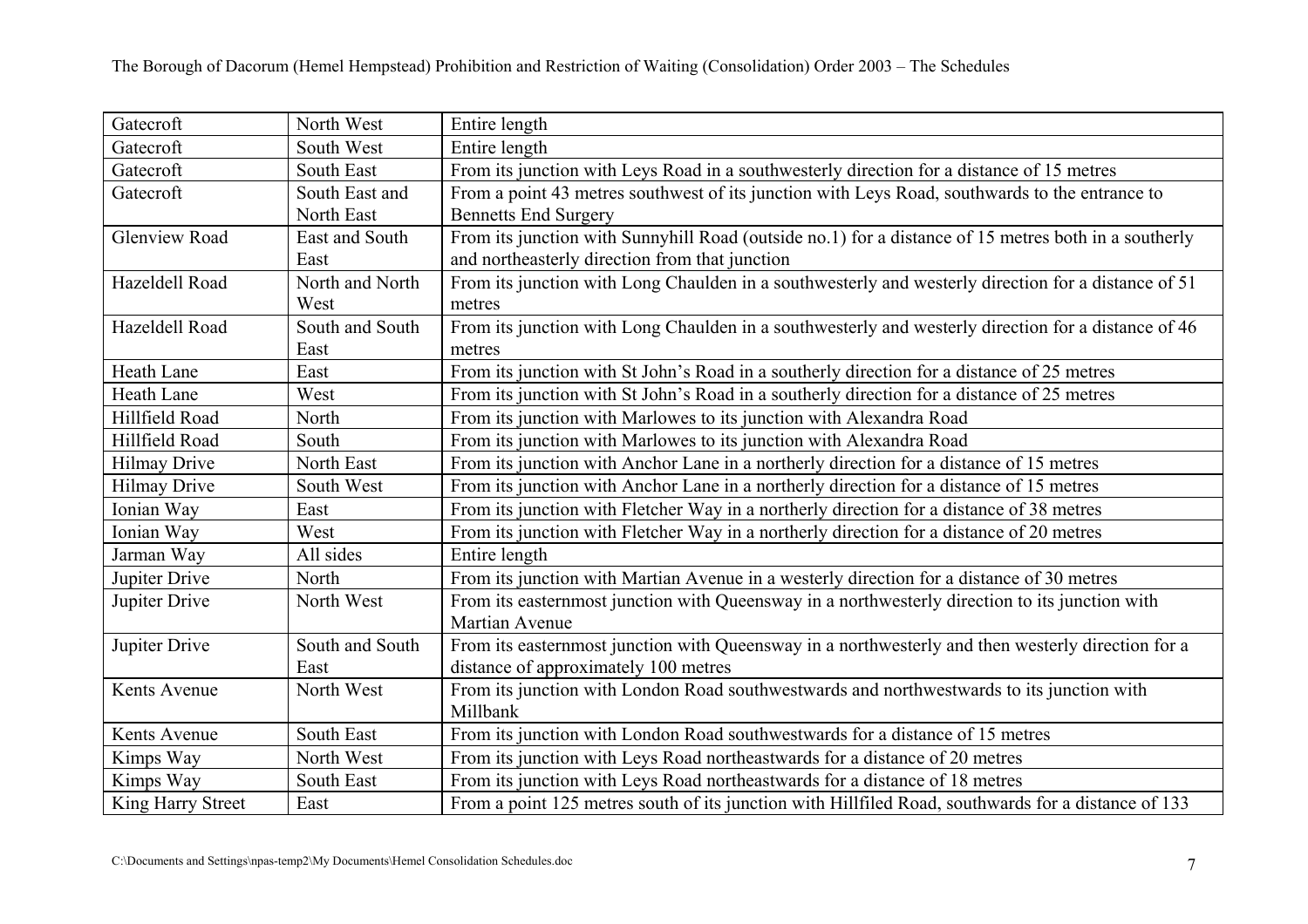| Gatecroft | North West | Entire length |
|---|---|---|
| Gatecroft | South West | Entire length |
| Gatecroft | South East | From its junction with Leys Road in a southwesterly direction for a distance of 15 metres |
| Gatecroft | South East and North East | From a point 43 metres southwest of its junction with Leys Road, southwards to the entrance to Bennetts End Surgery |
| Glenview Road | East and South East | From its junction with Sunnyhill Road (outside no.1) for a distance of 15 metres both in a southerly and northeasterly direction from that junction |
| Hazeldell Road | North and North West | From its junction with Long Chaulden in a southwesterly and westerly direction for a distance of 51 metres |
| Hazeldell Road | South and South East | From its junction with Long Chaulden in a southwesterly and westerly direction for a distance of 46 metres |
| Heath Lane | East | From its junction with St John's Road in a southerly direction for a distance of 25 metres |
| Heath Lane | West | From its junction with St John's Road in a southerly direction for a distance of 25 metres |
| Hillfield Road | North | From its junction with Marlowes to its junction with Alexandra Road |
| Hillfield Road | South | From its junction with Marlowes to its junction with Alexandra Road |
| Hilmay Drive | North East | From its junction with Anchor Lane in a northerly direction for a distance of 15 metres |
| Hilmay Drive | South West | From its junction with Anchor Lane in a northerly direction for a distance of 15 metres |
| Ionian Way | East | From its junction with Fletcher Way in a northerly direction for a distance of 38 metres |
| Ionian Way | West | From its junction with Fletcher Way in a northerly direction for a distance of 20 metres |
| Jarman Way | All sides | Entire length |
| Jupiter Drive | North | From its junction with Martian Avenue in a westerly direction for a distance of 30 metres |
| Jupiter Drive | North West | From its easternmost junction with Queensway in a northwesterly direction to its junction with Martian Avenue |
| Jupiter Drive | South and South East | From its easternmost junction with Queensway in a northwesterly and then westerly direction for a distance of approximately 100 metres |
| Kents Avenue | North West | From its junction with London Road southwestwards and northwestwards to its junction with Millbank |
| Kents Avenue | South East | From its junction with London Road southwestwards for a distance of 15 metres |
| Kimps Way | North West | From its junction with Leys Road northeastwards for a distance of 20 metres |
| Kimps Way | South East | From its junction with Leys Road northeastwards for a distance of 18 metres |
| King Harry Street | East | From a point 125 metres south of its junction with Hillfiled Road, southwards for a distance of 133 |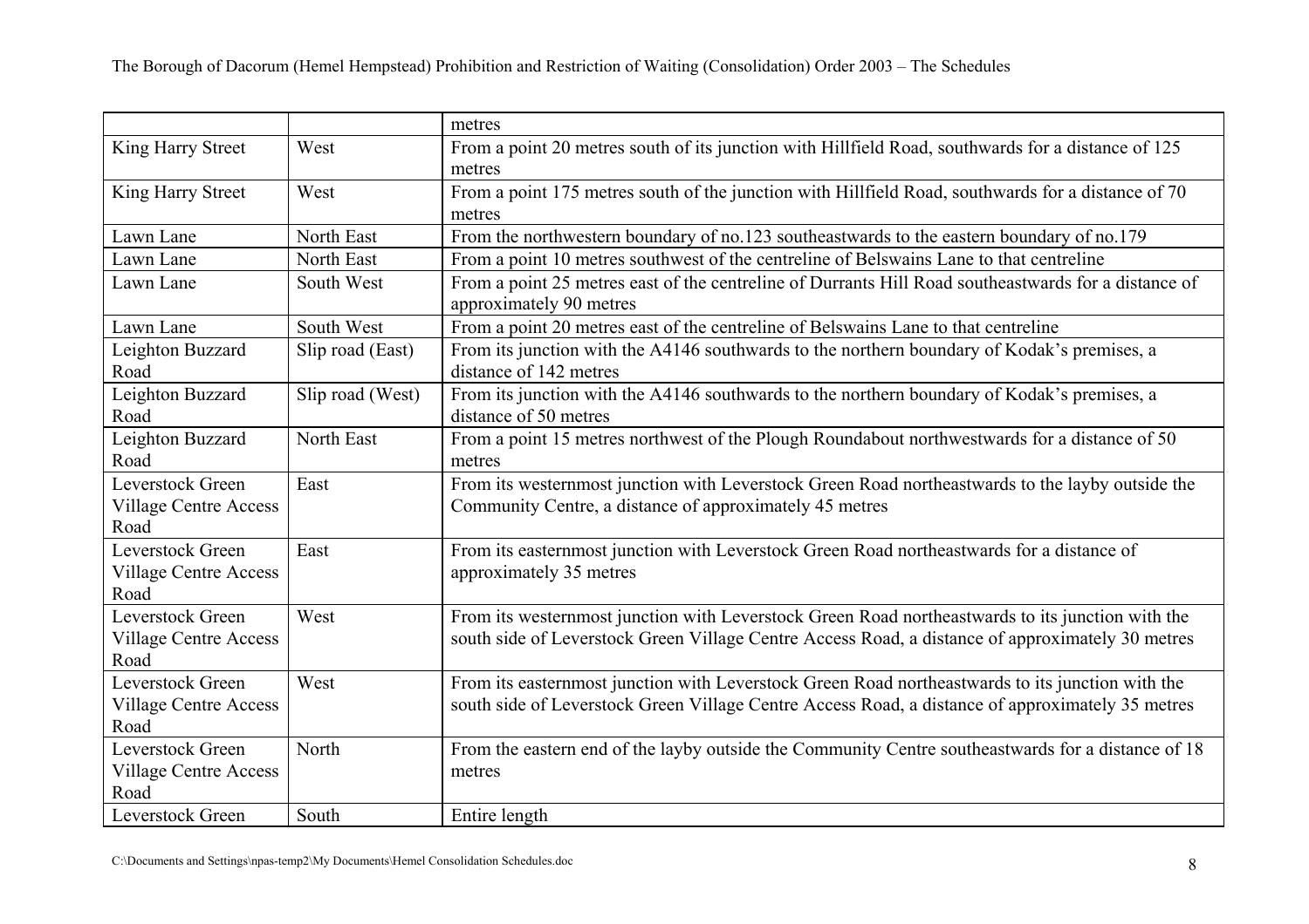| | | metres |
|---|---|---|
| King Harry Street | West | From a point 20 metres south of its junction with Hillfield Road, southwards for a distance of 125 metres |
| King Harry Street | West | From a point 175 metres south of the junction with Hillfield Road, southwards for a distance of 70 metres |
| Lawn Lane | North East | From the northwestern boundary of no.123 southeastwards to the eastern boundary of no.179 |
| Lawn Lane | North East | From a point 10 metres southwest of the centreline of Belswains Lane to that centreline |
| Lawn Lane | South West | From a point 25 metres east of the centreline of Durrants Hill Road southeastwards for a distance of approximately 90 metres |
| Lawn Lane | South West | From a point 20 metres east of the centreline of Belswains Lane to that centreline |
| Leighton Buzzard Road | Slip road (East) | From its junction with the A4146 southwards to the northern boundary of Kodak's premises, a distance of 142 metres |
| Leighton Buzzard Road | Slip road (West) | From its junction with the A4146 southwards to the northern boundary of Kodak's premises, a distance of 50 metres |
| Leighton Buzzard Road | North East | From a point 15 metres northwest of the Plough Roundabout northwestwards for a distance of 50 metres |
| Leverstock Green Village Centre Access Road | East | From its westernmost junction with Leverstock Green Road northeastwards to the layby outside the Community Centre, a distance of approximately 45 metres |
| Leverstock Green Village Centre Access Road | East | From its easternmost junction with Leverstock Green Road northeastwards for a distance of approximately 35 metres |
| Leverstock Green Village Centre Access Road | West | From its westernmost junction with Leverstock Green Road northeastwards to its junction with the south side of Leverstock Green Village Centre Access Road, a distance of approximately 30 metres |
| Leverstock Green Village Centre Access Road | West | From its easternmost junction with Leverstock Green Road northeastwards to its junction with the south side of Leverstock Green Village Centre Access Road, a distance of approximately 35 metres |
| Leverstock Green Village Centre Access Road | North | From the eastern end of the layby outside the Community Centre southeastwards for a distance of 18 metres |
| Leverstock Green | South | Entire length |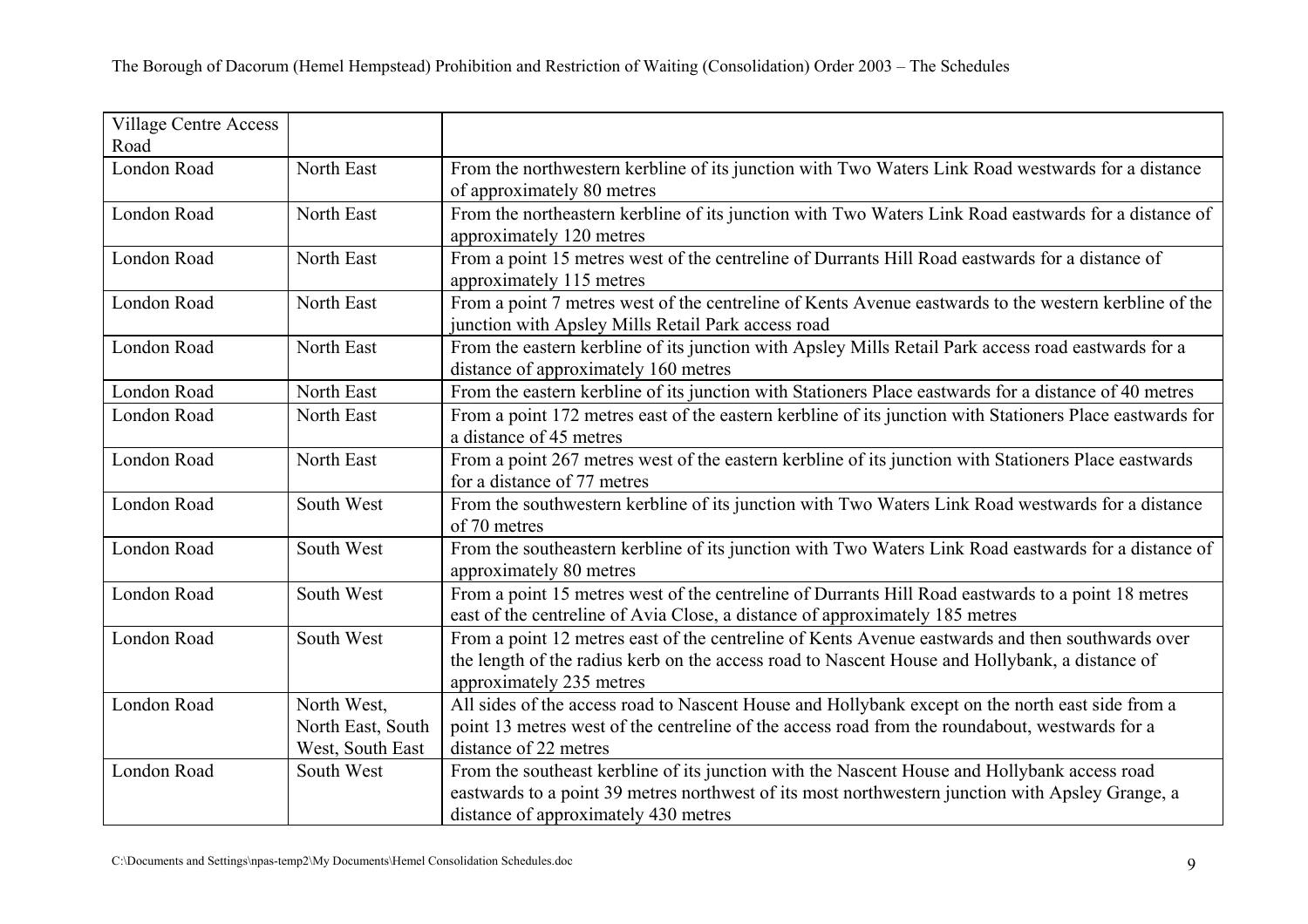| | | |
|---|---|---|
| Village Centre Access Road | | |
| London Road | North East | From the northwestern kerbline of its junction with Two Waters Link Road westwards for a distance of approximately 80 metres |
| London Road | North East | From the northeastern kerbline of its junction with Two Waters Link Road eastwards for a distance of approximately 120 metres |
| London Road | North East | From a point 15 metres west of the centreline of Durrants Hill Road eastwards for a distance of approximately 115 metres |
| London Road | North East | From a point 7 metres west of the centreline of Kents Avenue eastwards to the western kerbline of the junction with Apsley Mills Retail Park access road |
| London Road | North East | From the eastern kerbline of its junction with Apsley Mills Retail Park access road eastwards for a distance of approximately 160 metres |
| London Road | North East | From the eastern kerbline of its junction with Stationers Place eastwards for a distance of 40 metres |
| London Road | North East | From a point 172 metres east of the eastern kerbline of its junction with Stationers Place eastwards for a distance of 45 metres |
| London Road | North East | From a point 267 metres west of the eastern kerbline of its junction with Stationers Place eastwards for a distance of 77 metres |
| London Road | South West | From the southwestern kerbline of its junction with Two Waters Link Road westwards for a distance of 70 metres |
| London Road | South West | From the southeastern kerbline of its junction with Two Waters Link Road eastwards for a distance of approximately 80 metres |
| London Road | South West | From a point 15 metres west of the centreline of Durrants Hill Road eastwards to a point 18 metres east of the centreline of Avia Close, a distance of approximately 185 metres |
| London Road | South West | From a point 12 metres east of the centreline of Kents Avenue eastwards and then southwards over the length of the radius kerb on the access road to Nascent House and Hollybank, a distance of approximately 235 metres |
| London Road | North West, North East, South West, South East | All sides of the access road to Nascent House and Hollybank except on the north east side from a point 13 metres west of the centreline of the access road from the roundabout, westwards for a distance of 22 metres |
| London Road | South West | From the southeast kerbline of its junction with the Nascent House and Hollybank access road eastwards to a point 39 metres northwest of its most northwestern junction with Apsley Grange, a distance of approximately 430 metres |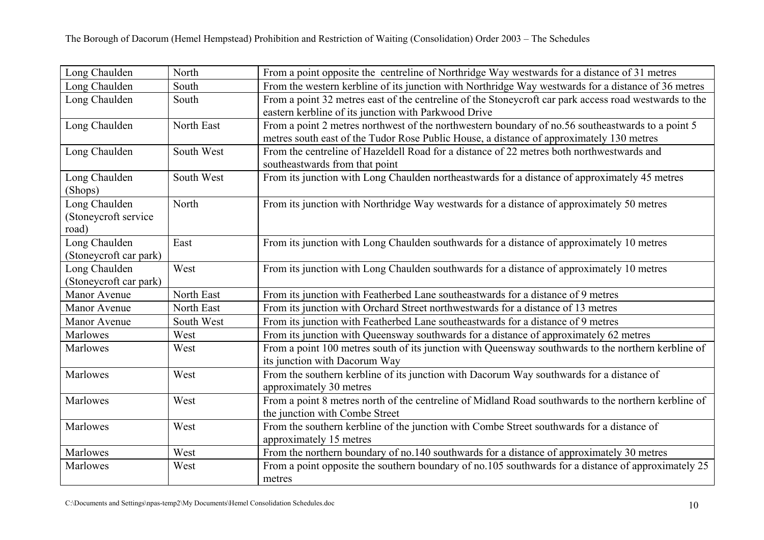| Long Chaulden | North | From a point opposite the centreline of Northridge Way westwards for a distance of 31 metres |
|---|---|---|
| Long Chaulden | South | From the western kerbline of its junction with Northridge Way westwards for a distance of 36 metres |
| Long Chaulden | South | From a point 32 metres east of the centreline of the Stoneycroft car park access road westwards to the eastern kerbline of its junction with Parkwood Drive |
| Long Chaulden | North East | From a point 2 metres northwest of the northwestern boundary of no.56 southeastwards to a point 5 metres south east of the Tudor Rose Public House, a distance of approximately 130 metres |
| Long Chaulden | South West | From the centreline of Hazeldell Road for a distance of 22 metres both northwestwards and southeastwards from that point |
| Long Chaulden (Shops) | South West | From its junction with Long Chaulden northeastwards for a distance of approximately 45 metres |
| Long Chaulden (Stoneycroft service road) | North | From its junction with Northridge Way westwards for a distance of approximately 50 metres |
| Long Chaulden (Stoneycroft car park) | East | From its junction with Long Chaulden southwards for a distance of approximately 10 metres |
| Long Chaulden (Stoneycroft car park) | West | From its junction with Long Chaulden southwards for a distance of approximately 10 metres |
| Manor Avenue | North East | From its junction with Featherbed Lane southeastwards for a distance of 9 metres |
| Manor Avenue | North East | From its junction with Orchard Street northwestwards for a distance of 13 metres |
| Manor Avenue | South West | From its junction with Featherbed Lane southeastwards for a distance of 9 metres |
| Marlowes | West | From its junction with Queensway southwards for a distance of approximately 62 metres |
| Marlowes | West | From a point 100 metres south of its junction with Queensway southwards to the northern kerbline of its junction with Dacorum Way |
| Marlowes | West | From the southern kerbline of its junction with Dacorum Way southwards for a distance of approximately 30 metres |
| Marlowes | West | From a point 8 metres north of the centreline of Midland Road southwards to the northern kerbline of the junction with Combe Street |
| Marlowes | West | From the southern kerbline of the junction with Combe Street southwards for a distance of approximately 15 metres |
| Marlowes | West | From the northern boundary of no.140 southwards for a distance of approximately 30 metres |
| Marlowes | West | From a point opposite the southern boundary of no.105 southwards for a distance of approximately 25 metres |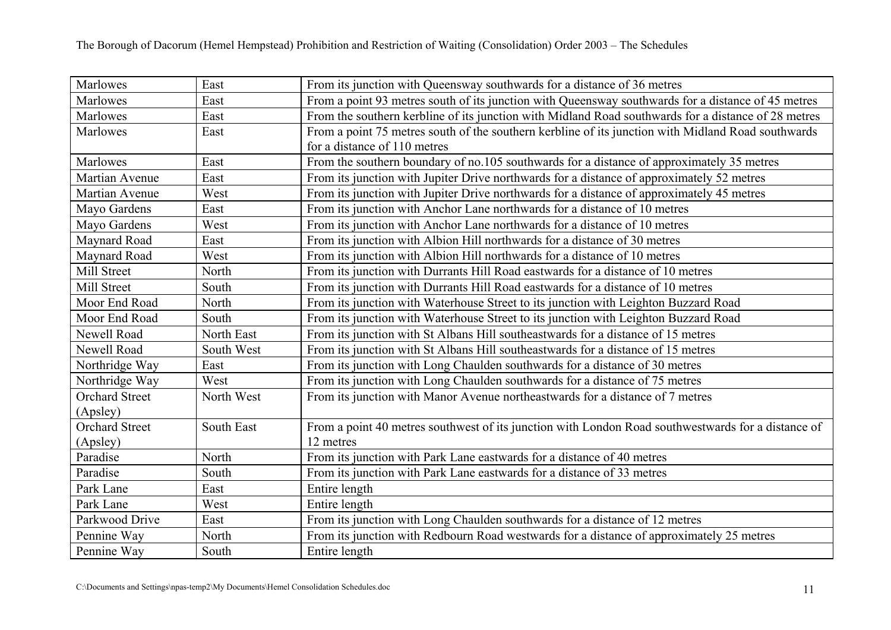| Marlowes | East | From its junction with Queensway southwards for a distance of 36 metres |
|---|---|---|
| Marlowes | East | From a point 93 metres south of its junction with Queensway southwards for a distance of 45 metres |
| Marlowes | East | From the southern kerbline of its junction with Midland Road southwards for a distance of 28 metres |
| Marlowes | East | From a point 75 metres south of the southern kerbline of its junction with Midland Road southwards for a distance of 110 metres |
| Marlowes | East | From the southern boundary of no.105 southwards for a distance of approximately 35 metres |
| Martian Avenue | East | From its junction with Jupiter Drive northwards for a distance of approximately 52 metres |
| Martian Avenue | West | From its junction with Jupiter Drive northwards for a distance of approximately 45 metres |
| Mayo Gardens | East | From its junction with Anchor Lane northwards for a distance of 10 metres |
| Mayo Gardens | West | From its junction with Anchor Lane northwards for a distance of 10 metres |
| Maynard Road | East | From its junction with Albion Hill northwards for a distance of 30 metres |
| Maynard Road | West | From its junction with Albion Hill northwards for a distance of 10 metres |
| Mill Street | North | From its junction with Durrants Hill Road eastwards for a distance of 10 metres |
| Mill Street | South | From its junction with Durrants Hill Road eastwards for a distance of 10 metres |
| Moor End Road | North | From its junction with Waterhouse Street to its junction with Leighton Buzzard Road |
| Moor End Road | South | From its junction with Waterhouse Street to its junction with Leighton Buzzard Road |
| Newell Road | North East | From its junction with St Albans Hill southeastwards for a distance of 15 metres |
| Newell Road | South West | From its junction with St Albans Hill southeastwards for a distance of 15 metres |
| Northridge Way | East | From its junction with Long Chaulden southwards for a distance of 30 metres |
| Northridge Way | West | From its junction with Long Chaulden southwards for a distance of 75 metres |
| Orchard Street (Apsley) | North West | From its junction with Manor Avenue northeastwards for a distance of 7 metres |
| Orchard Street (Apsley) | South East | From a point 40 metres southwest of its junction with London Road southwestwards for a distance of 12 metres |
| Paradise | North | From its junction with Park Lane eastwards for a distance of 40 metres |
| Paradise | South | From its junction with Park Lane eastwards for a distance of 33 metres |
| Park Lane | East | Entire length |
| Park Lane | West | Entire length |
| Parkwood Drive | East | From its junction with Long Chaulden southwards for a distance of 12 metres |
| Pennine Way | North | From its junction with Redbourn Road westwards for a distance of approximately 25 metres |
| Pennine Way | South | Entire length |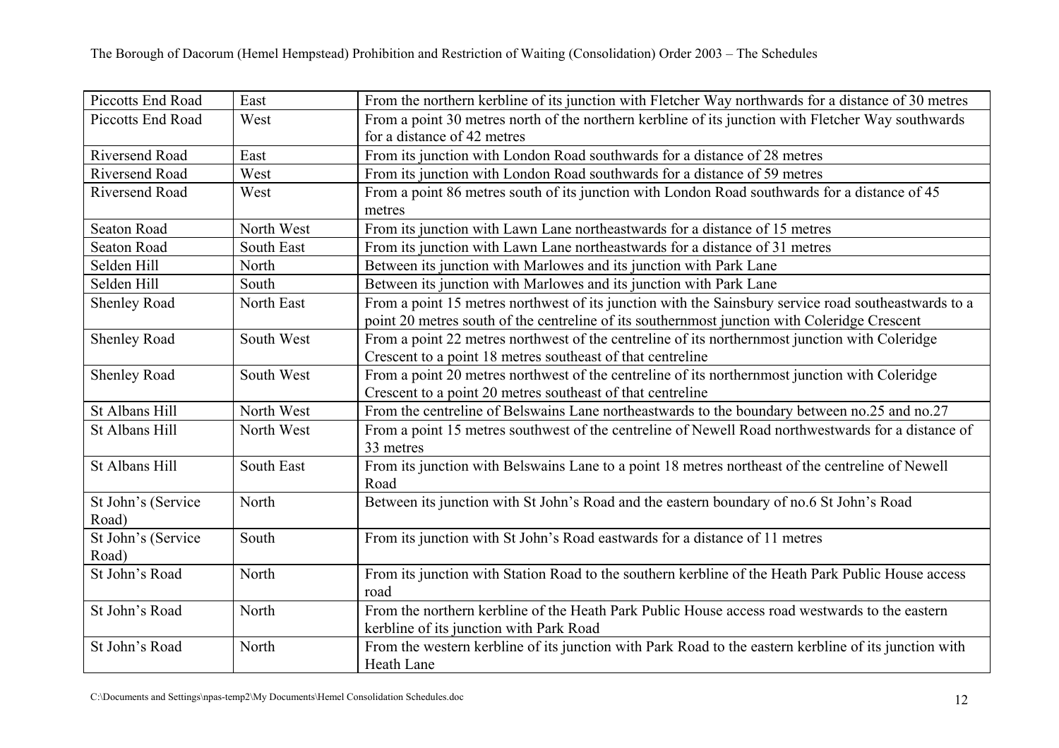| Piccotts End Road | East | From the northern kerbline of its junction with Fletcher Way northwards for a distance of 30 metres |
|---|---|---|
| Piccotts End Road | West | From a point 30 metres north of the northern kerbline of its junction with Fletcher Way southwards for a distance of 42 metres |
| Riversend Road | East | From its junction with London Road southwards for a distance of 28 metres |
| Riversend Road | West | From its junction with London Road southwards for a distance of 59 metres |
| Riversend Road | West | From a point 86 metres south of its junction with London Road southwards for a distance of 45 metres |
| Seaton Road | North West | From its junction with Lawn Lane northeastwards for a distance of 15 metres |
| Seaton Road | South East | From its junction with Lawn Lane northeastwards for a distance of 31 metres |
| Selden Hill | North | Between its junction with Marlowes and its junction with Park Lane |
| Selden Hill | South | Between its junction with Marlowes and its junction with Park Lane |
| Shenley Road | North East | From a point 15 metres northwest of its junction with the Sainsbury service road southeastwards to a point 20 metres south of the centreline of its southernmost junction with Coleridge Crescent |
| Shenley Road | South West | From a point 22 metres northwest of the centreline of its northernmost junction with Coleridge Crescent to a point 18 metres southeast of that centreline |
| Shenley Road | South West | From a point 20 metres northwest of the centreline of its northernmost junction with Coleridge Crescent to a point 20 metres southeast of that centreline |
| St Albans Hill | North West | From the centreline of Belswains Lane northeastwards to the boundary between no.25 and no.27 |
| St Albans Hill | North West | From a point 15 metres southwest of the centreline of Newell Road northwestwards for a distance of 33 metres |
| St Albans Hill | South East | From its junction with Belswains Lane to a point 18 metres northeast of the centreline of Newell Road |
| St John's (Service Road) | North | Between its junction with St John's Road and the eastern boundary of no.6 St John's Road |
| St John's (Service Road) | South | From its junction with St John's Road eastwards for a distance of 11 metres |
| St John's Road | North | From its junction with Station Road to the southern kerbline of the Heath Park Public House access road |
| St John's Road | North | From the northern kerbline of the Heath Park Public House access road westwards to the eastern kerbline of its junction with Park Road |
| St John's Road | North | From the western kerbline of its junction with Park Road to the eastern kerbline of its junction with Heath Lane |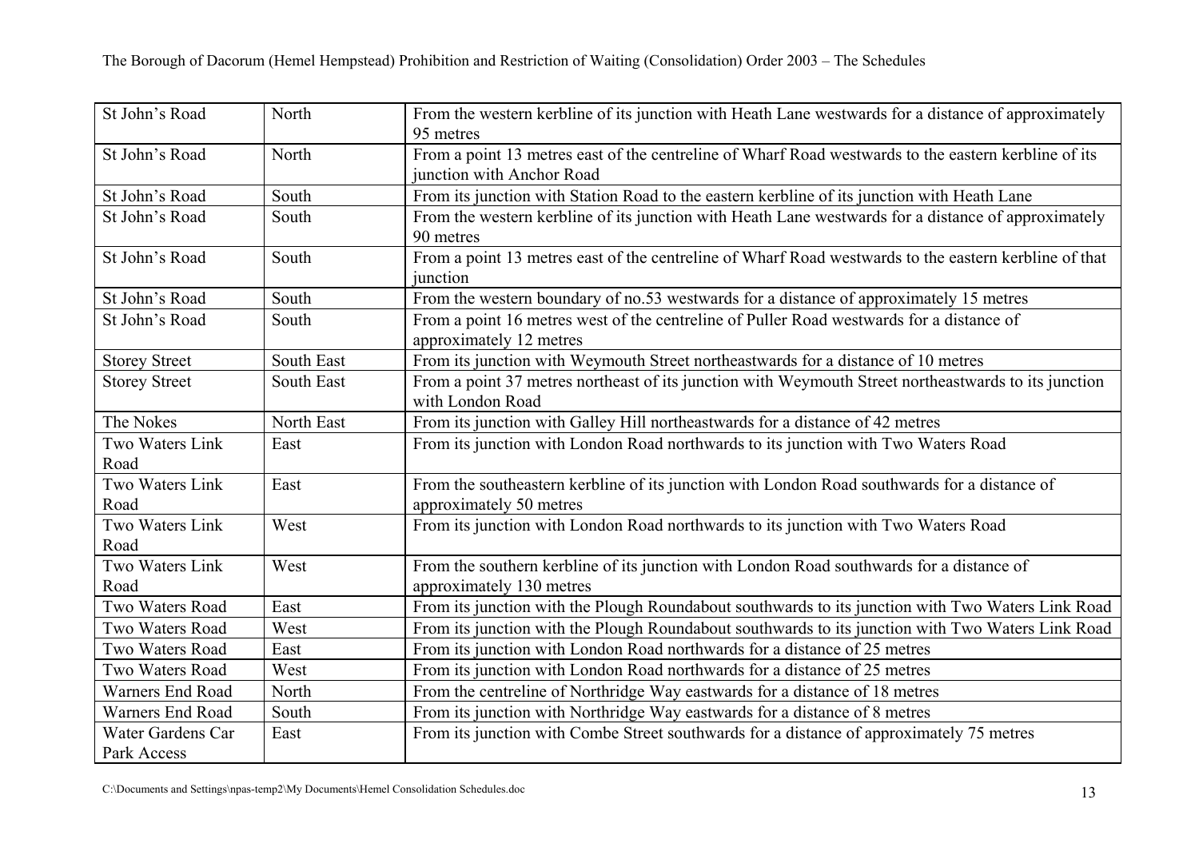| St John's Road | North | From the western kerbline of its junction with Heath Lane westwards for a distance of approximately 95 metres |
|---|---|---|
| St John's Road | North | From a point 13 metres east of the centreline of Wharf Road westwards to the eastern kerbline of its junction with Anchor Road |
| St John's Road | South | From its junction with Station Road to the eastern kerbline of its junction with Heath Lane |
| St John's Road | South | From the western kerbline of its junction with Heath Lane westwards for a distance of approximately 90 metres |
| St John's Road | South | From a point 13 metres east of the centreline of Wharf Road westwards to the eastern kerbline of that junction |
| St John's Road | South | From the western boundary of no.53 westwards for a distance of approximately 15 metres |
| St John's Road | South | From a point 16 metres west of the centreline of Puller Road westwards for a distance of approximately 12 metres |
| Storey Street | South East | From its junction with Weymouth Street northeastwards for a distance of 10 metres |
| Storey Street | South East | From a point 37 metres northeast of its junction with Weymouth Street northeastwards to its junction with London Road |
| The Nokes | North East | From its junction with Galley Hill northeastwards for a distance of 42 metres |
| Two Waters Link Road | East | From its junction with London Road northwards to its junction with Two Waters Road |
| Two Waters Link Road | East | From the southeastern kerbline of its junction with London Road southwards for a distance of approximately 50 metres |
| Two Waters Link Road | West | From its junction with London Road northwards to its junction with Two Waters Road |
| Two Waters Link Road | West | From the southern kerbline of its junction with London Road southwards for a distance of approximately 130 metres |
| Two Waters Road | East | From its junction with the Plough Roundabout southwards to its junction with Two Waters Link Road |
| Two Waters Road | West | From its junction with the Plough Roundabout southwards to its junction with Two Waters Link Road |
| Two Waters Road | East | From its junction with London Road northwards for a distance of 25 metres |
| Two Waters Road | West | From its junction with London Road northwards for a distance of 25 metres |
| Warners End Road | North | From the centreline of Northridge Way eastwards for a distance of 18 metres |
| Warners End Road | South | From its junction with Northridge Way eastwards for a distance of 8 metres |
| Water Gardens Car Park Access | East | From its junction with Combe Street southwards for a distance of approximately 75 metres |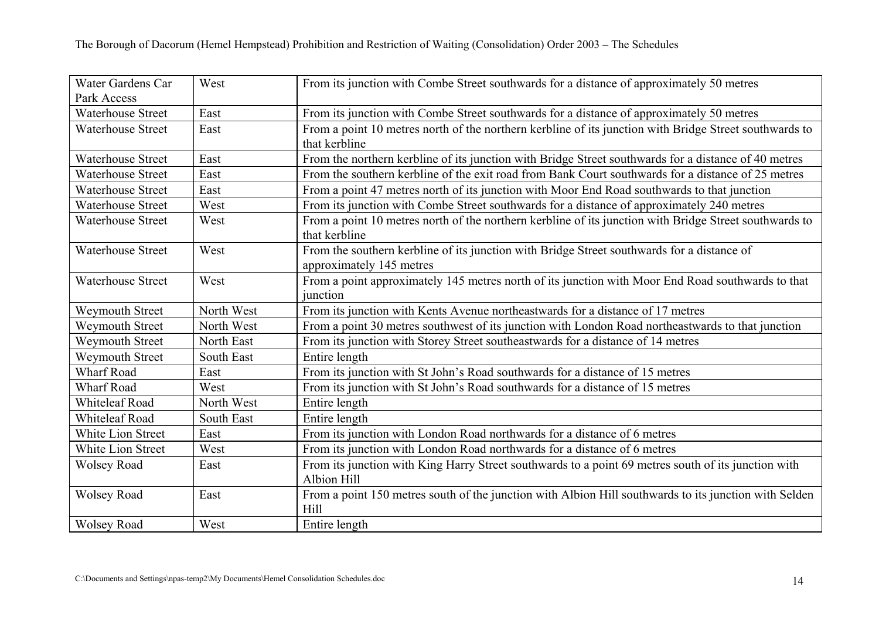| Water Gardens Car Park Access | West | From its junction with Combe Street southwards for a distance of approximately 50 metres |
|---|---|---|
| Waterhouse Street | East | From its junction with Combe Street southwards for a distance of approximately 50 metres |
| Waterhouse Street | East | From a point 10 metres north of the northern kerbline of its junction with Bridge Street southwards to that kerbline |
| Waterhouse Street | East | From the northern kerbline of its junction with Bridge Street southwards for a distance of 40 metres |
| Waterhouse Street | East | From the southern kerbline of the exit road from Bank Court southwards for a distance of 25 metres |
| Waterhouse Street | East | From a point 47 metres north of its junction with Moor End Road southwards to that junction |
| Waterhouse Street | West | From its junction with Combe Street southwards for a distance of approximately 240 metres |
| Waterhouse Street | West | From a point 10 metres north of the northern kerbline of its junction with Bridge Street southwards to that kerbline |
| Waterhouse Street | West | From the southern kerbline of its junction with Bridge Street southwards for a distance of approximately 145 metres |
| Waterhouse Street | West | From a point approximately 145 metres north of its junction with Moor End Road southwards to that junction |
| Weymouth Street | North West | From its junction with Kents Avenue northeastwards for a distance of 17 metres |
| Weymouth Street | North West | From a point 30 metres southwest of its junction with London Road northeastwards to that junction |
| Weymouth Street | North East | From its junction with Storey Street southeastwards for a distance of 14 metres |
| Weymouth Street | South East | Entire length |
| Wharf Road | East | From its junction with St John's Road southwards for a distance of 15 metres |
| Wharf Road | West | From its junction with St John's Road southwards for a distance of 15 metres |
| Whiteleaf Road | North West | Entire length |
| Whiteleaf Road | South East | Entire length |
| White Lion Street | East | From its junction with London Road northwards for a distance of 6 metres |
| White Lion Street | West | From its junction with London Road northwards for a distance of 6 metres |
| Wolsey Road | East | From its junction with King Harry Street southwards to a point 69 metres south of its junction with Albion Hill |
| Wolsey Road | East | From a point 150 metres south of the junction with Albion Hill southwards to its junction with Selden Hill |
| Wolsey Road | West | Entire length |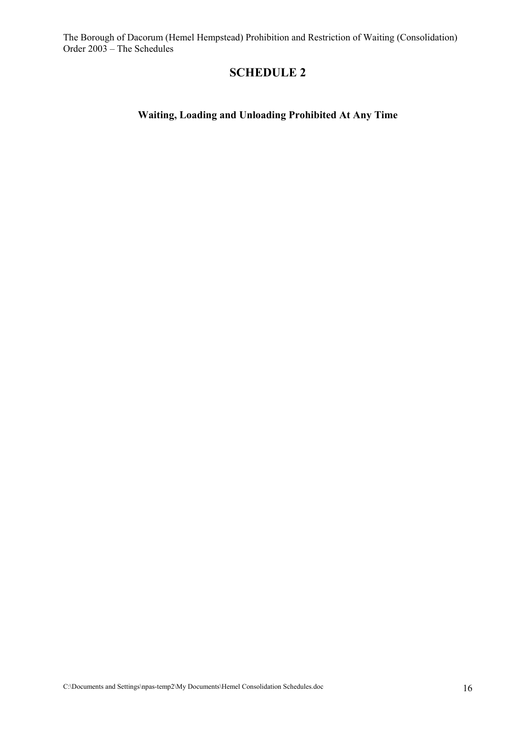# SCHEDULE 2

**Waiting, Loading and Unloading Prohibited At Any Time**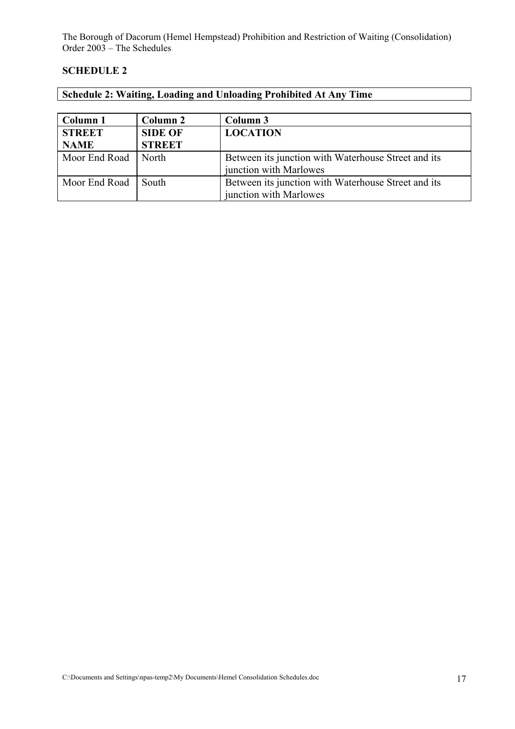## SCHEDULE 2

### Schedule 2: Waiting, Loading and Unloading Prohibited At Any Time

| Column 1 | Column 2 | Column 3 |
|---|---|---|
| **STREET NAME** | **SIDE OF STREET** | **LOCATION** |
| Moor End Road | North | Between its junction with Waterhouse Street and its junction with Marlowes |
| Moor End Road | South | Between its junction with Waterhouse Street and its junction with Marlowes |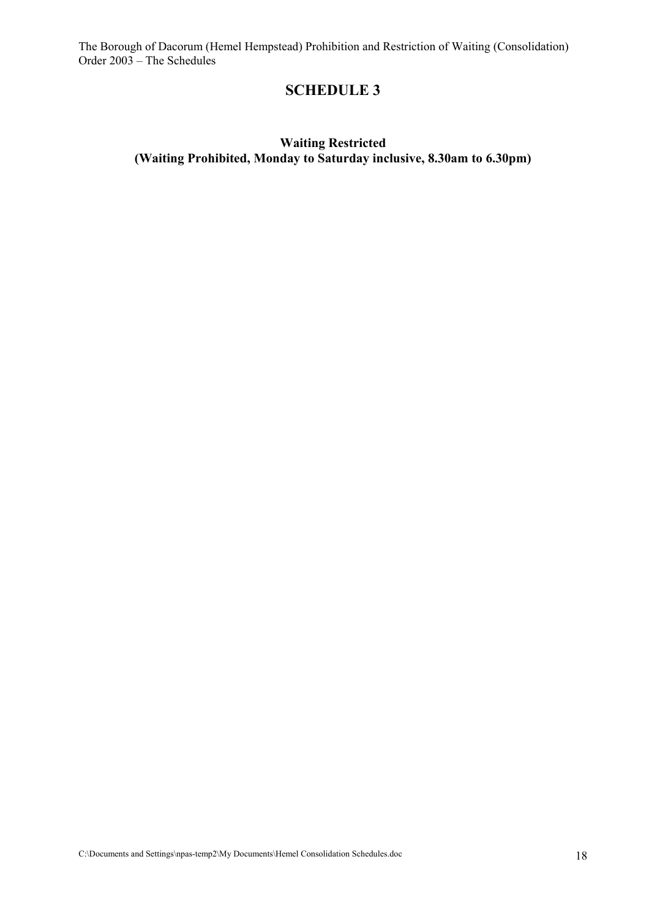# SCHEDULE 3

**Waiting Restricted**
**(Waiting Prohibited, Monday to Saturday inclusive, 8.30am to 6.30pm)**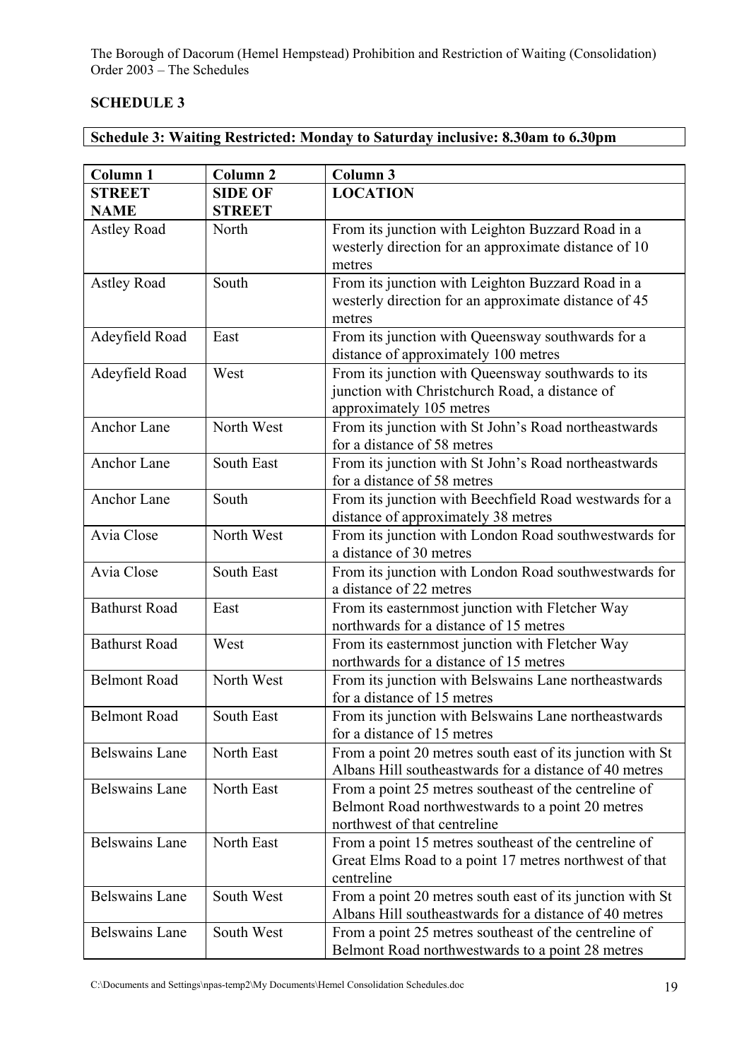## SCHEDULE 3

**Schedule 3: Waiting Restricted: Monday to Saturday inclusive: 8.30am to 6.30pm**

| Column 1 | Column 2 | Column 3 |
|---|---|---|
| **STREET NAME** | **SIDE OF STREET** | **LOCATION** |
| Astley Road | North | From its junction with Leighton Buzzard Road in a westerly direction for an approximate distance of 10 metres |
| Astley Road | South | From its junction with Leighton Buzzard Road in a westerly direction for an approximate distance of 45 metres |
| Adeyfield Road | East | From its junction with Queensway southwards for a distance of approximately 100 metres |
| Adeyfield Road | West | From its junction with Queensway southwards to its junction with Christchurch Road, a distance of approximately 105 metres |
| Anchor Lane | North West | From its junction with St John's Road northeastwards for a distance of 58 metres |
| Anchor Lane | South East | From its junction with St John's Road northeastwards for a distance of 58 metres |
| Anchor Lane | South | From its junction with Beechfield Road westwards for a distance of approximately 38 metres |
| Avia Close | North West | From its junction with London Road southwestwards for a distance of 30 metres |
| Avia Close | South East | From its junction with London Road southwestwards for a distance of 22 metres |
| Bathurst Road | East | From its easternmost junction with Fletcher Way northwards for a distance of 15 metres |
| Bathurst Road | West | From its easternmost junction with Fletcher Way northwards for a distance of 15 metres |
| Belmont Road | North West | From its junction with Belswains Lane northeastwards for a distance of 15 metres |
| Belmont Road | South East | From its junction with Belswains Lane northeastwards for a distance of 15 metres |
| Belswains Lane | North East | From a point 20 metres south east of its junction with St Albans Hill southeastwards for a distance of 40 metres |
| Belswains Lane | North East | From a point 25 metres southeast of the centreline of Belmont Road northwestwards to a point 20 metres northwest of that centreline |
| Belswains Lane | North East | From a point 15 metres southeast of the centreline of Great Elms Road to a point 17 metres northwest of that centreline |
| Belswains Lane | South West | From a point 20 metres south east of its junction with St Albans Hill southeastwards for a distance of 40 metres |
| Belswains Lane | South West | From a point 25 metres southeast of the centreline of Belmont Road northwestwards to a point 28 metres |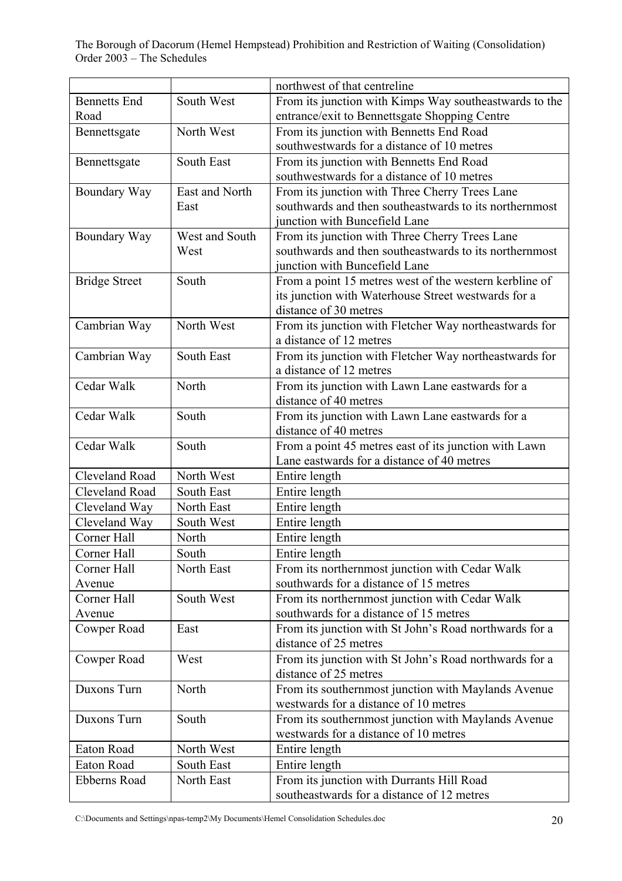| | | northwest of that centreline |
|---|---|---|
| Bennetts End Road | South West | From its junction with Kimps Way southeastwards to the entrance/exit to Bennettsgate Shopping Centre |
| Bennettsgate | North West | From its junction with Bennetts End Road southwestwards for a distance of 10 metres |
| Bennettsgate | South East | From its junction with Bennetts End Road southwestwards for a distance of 10 metres |
| Boundary Way | East and North East | From its junction with Three Cherry Trees Lane southwards and then southeastwards to its northernmost junction with Buncefield Lane |
| Boundary Way | West and South West | From its junction with Three Cherry Trees Lane southwards and then southeastwards to its northernmost junction with Buncefield Lane |
| Bridge Street | South | From a point 15 metres west of the western kerbline of its junction with Waterhouse Street westwards for a distance of 30 metres |
| Cambrian Way | North West | From its junction with Fletcher Way northeastwards for a distance of 12 metres |
| Cambrian Way | South East | From its junction with Fletcher Way northeastwards for a distance of 12 metres |
| Cedar Walk | North | From its junction with Lawn Lane eastwards for a distance of 40 metres |
| Cedar Walk | South | From its junction with Lawn Lane eastwards for a distance of 40 metres |
| Cedar Walk | South | From a point 45 metres east of its junction with Lawn Lane eastwards for a distance of 40 metres |
| Cleveland Road | North West | Entire length |
| Cleveland Road | South East | Entire length |
| Cleveland Way | North East | Entire length |
| Cleveland Way | South West | Entire length |
| Corner Hall | North | Entire length |
| Corner Hall | South | Entire length |
| Corner Hall Avenue | North East | From its northernmost junction with Cedar Walk southwards for a distance of 15 metres |
| Corner Hall Avenue | South West | From its northernmost junction with Cedar Walk southwards for a distance of 15 metres |
| Cowper Road | East | From its junction with St John's Road northwards for a distance of 25 metres |
| Cowper Road | West | From its junction with St John's Road northwards for a distance of 25 metres |
| Duxons Turn | North | From its southernmost junction with Maylands Avenue westwards for a distance of 10 metres |
| Duxons Turn | South | From its southernmost junction with Maylands Avenue westwards for a distance of 10 metres |
| Eaton Road | North West | Entire length |
| Eaton Road | South East | Entire length |
| Ebberns Road | North East | From its junction with Durrants Hill Road southeastwards for a distance of 12 metres |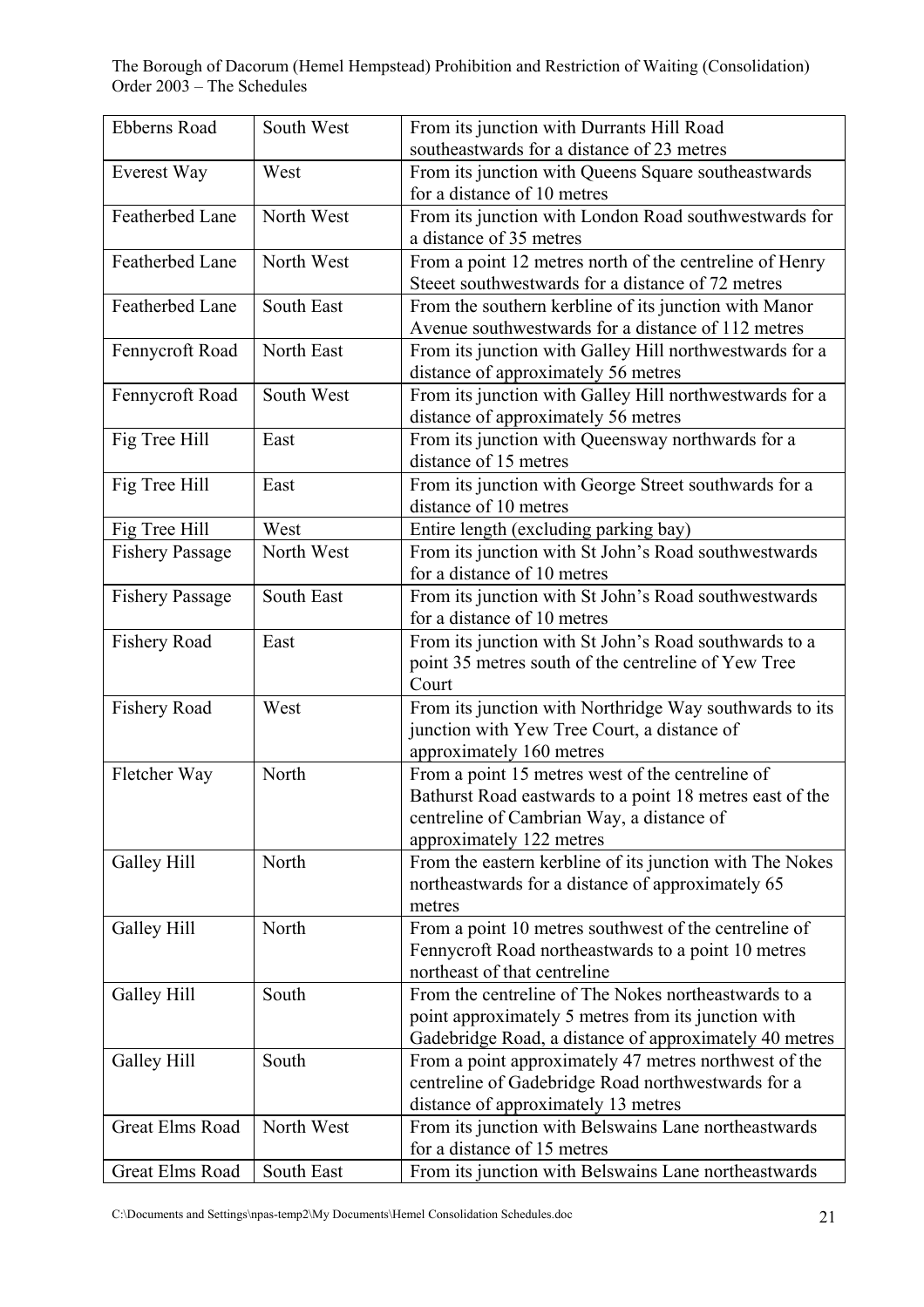| Ebberns Road | South West | From its junction with Durrants Hill Road southeastwards for a distance of 23 metres |
|---|---|---|
| Everest Way | West | From its junction with Queens Square southeastwards for a distance of 10 metres |
| Featherbed Lane | North West | From its junction with London Road southwestwards for a distance of 35 metres |
| Featherbed Lane | North West | From a point 12 metres north of the centreline of Henry Steeet southwestwards for a distance of 72 metres |
| Featherbed Lane | South East | From the southern kerbline of its junction with Manor Avenue southwestwards for a distance of 112 metres |
| Fennycroft Road | North East | From its junction with Galley Hill northwestwards for a distance of approximately 56 metres |
| Fennycroft Road | South West | From its junction with Galley Hill northwestwards for a distance of approximately 56 metres |
| Fig Tree Hill | East | From its junction with Queensway northwards for a distance of 15 metres |
| Fig Tree Hill | East | From its junction with George Street southwards for a distance of 10 metres |
| Fig Tree Hill | West | Entire length (excluding parking bay) |
| Fishery Passage | North West | From its junction with St John's Road southwestwards for a distance of 10 metres |
| Fishery Passage | South East | From its junction with St John's Road southwestwards for a distance of 10 metres |
| Fishery Road | East | From its junction with St John's Road southwards to a point 35 metres south of the centreline of Yew Tree Court |
| Fishery Road | West | From its junction with Northridge Way southwards to its junction with Yew Tree Court, a distance of approximately 160 metres |
| Fletcher Way | North | From a point 15 metres west of the centreline of Bathurst Road eastwards to a point 18 metres east of the centreline of Cambrian Way, a distance of approximately 122 metres |
| Galley Hill | North | From the eastern kerbline of its junction with The Nokes northeastwards for a distance of approximately 65 metres |
| Galley Hill | North | From a point 10 metres southwest of the centreline of Fennycroft Road northeastwards to a point 10 metres northeast of that centreline |
| Galley Hill | South | From the centreline of The Nokes northeastwards to a point approximately 5 metres from its junction with Gadebridge Road, a distance of approximately 40 metres |
| Galley Hill | South | From a point approximately 47 metres northwest of the centreline of Gadebridge Road northwestwards for a distance of approximately 13 metres |
| Great Elms Road | North West | From its junction with Belswains Lane northeastwards for a distance of 15 metres |
| Great Elms Road | South East | From its junction with Belswains Lane northeastwards |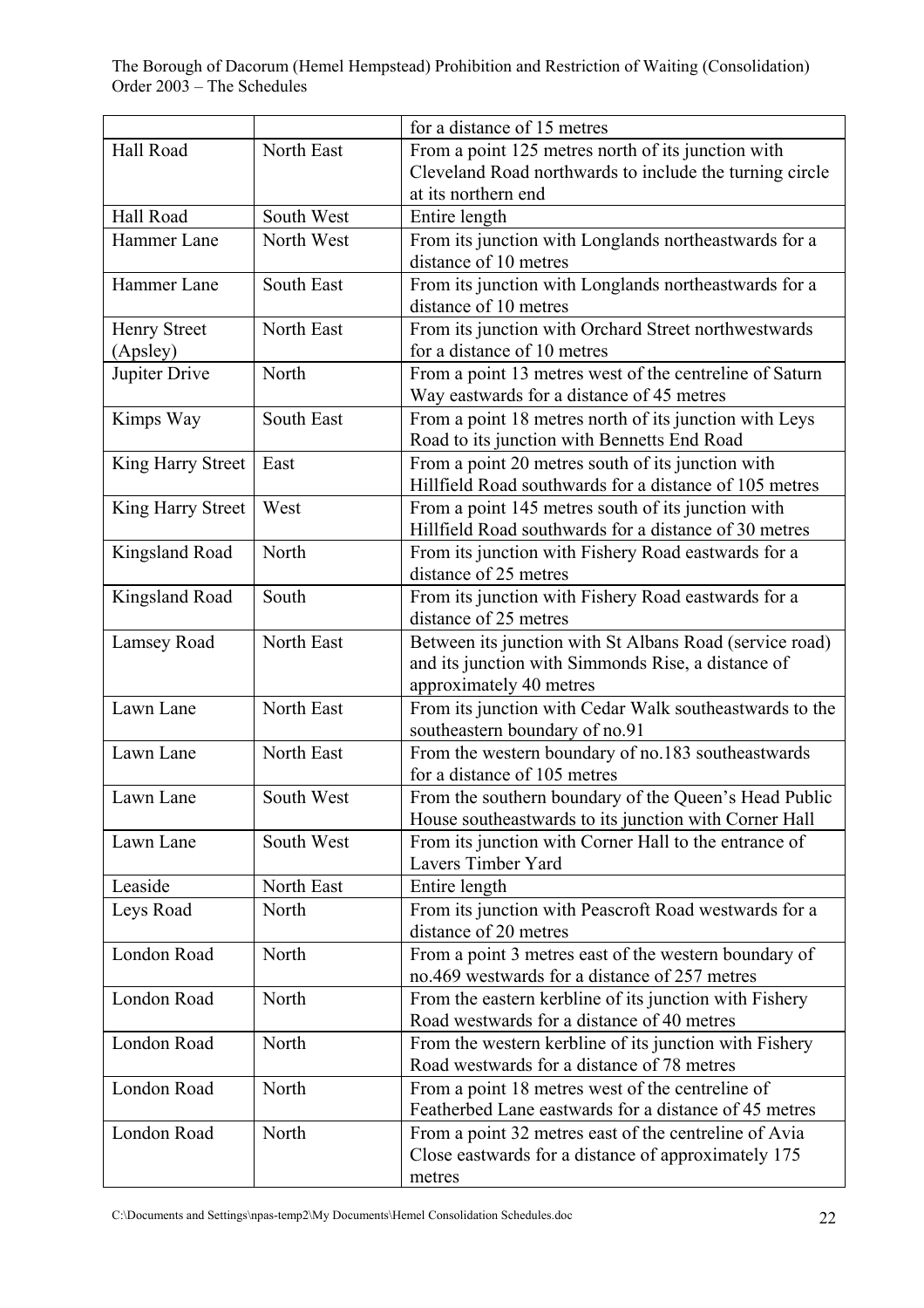| | | for a distance of 15 metres |
|---|---|---|
| Hall Road | North East | From a point 125 metres north of its junction with Cleveland Road northwards to include the turning circle at its northern end |
| Hall Road | South West | Entire length |
| Hammer Lane | North West | From its junction with Longlands northeastwards for a distance of 10 metres |
| Hammer Lane | South East | From its junction with Longlands northeastwards for a distance of 10 metres |
| Henry Street (Apsley) | North East | From its junction with Orchard Street northwestwards for a distance of 10 metres |
| Jupiter Drive | North | From a point 13 metres west of the centreline of Saturn Way eastwards for a distance of 45 metres |
| Kimps Way | South East | From a point 18 metres north of its junction with Leys Road to its junction with Bennetts End Road |
| King Harry Street | East | From a point 20 metres south of its junction with Hillfield Road southwards for a distance of 105 metres |
| King Harry Street | West | From a point 145 metres south of its junction with Hillfield Road southwards for a distance of 30 metres |
| Kingsland Road | North | From its junction with Fishery Road eastwards for a distance of 25 metres |
| Kingsland Road | South | From its junction with Fishery Road eastwards for a distance of 25 metres |
| Lamsey Road | North East | Between its junction with St Albans Road (service road) and its junction with Simmonds Rise, a distance of approximately 40 metres |
| Lawn Lane | North East | From its junction with Cedar Walk southeastwards to the southeastern boundary of no.91 |
| Lawn Lane | North East | From the western boundary of no.183 southeastwards for a distance of 105 metres |
| Lawn Lane | South West | From the southern boundary of the Queen's Head Public House southeastwards to its junction with Corner Hall |
| Lawn Lane | South West | From its junction with Corner Hall to the entrance of Lavers Timber Yard |
| Leaside | North East | Entire length |
| Leys Road | North | From its junction with Peascroft Road westwards for a distance of 20 metres |
| London Road | North | From a point 3 metres east of the western boundary of no.469 westwards for a distance of 257 metres |
| London Road | North | From the eastern kerbline of its junction with Fishery Road westwards for a distance of 40 metres |
| London Road | North | From the western kerbline of its junction with Fishery Road westwards for a distance of 78 metres |
| London Road | North | From a point 18 metres west of the centreline of Featherbed Lane eastwards for a distance of 45 metres |
| London Road | North | From a point 32 metres east of the centreline of Avia Close eastwards for a distance of approximately 175 metres |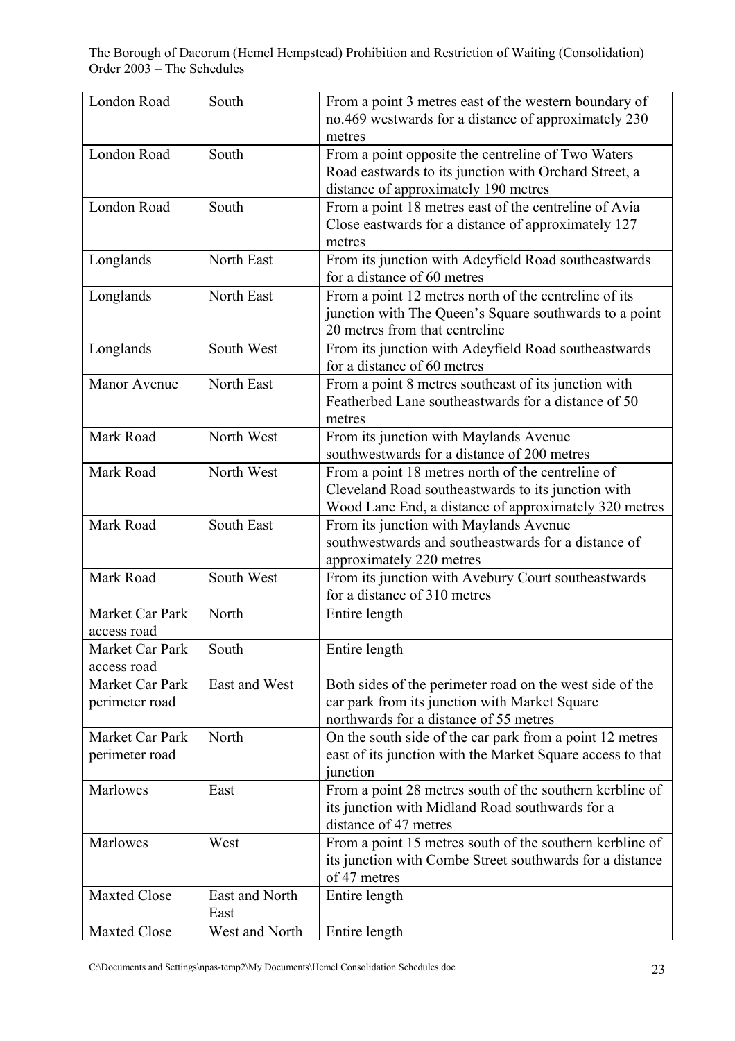| London Road | South | From a point 3 metres east of the western boundary of no.469 westwards for a distance of approximately 230 metres |
|---|---|---|
| London Road | South | From a point opposite the centreline of Two Waters Road eastwards to its junction with Orchard Street, a distance of approximately 190 metres |
| London Road | South | From a point 18 metres east of the centreline of Avia Close eastwards for a distance of approximately 127 metres |
| Longlands | North East | From its junction with Adeyfield Road southeastwards for a distance of 60 metres |
| Longlands | North East | From a point 12 metres north of the centreline of its junction with The Queen's Square southwards to a point 20 metres from that centreline |
| Longlands | South West | From its junction with Adeyfield Road southeastwards for a distance of 60 metres |
| Manor Avenue | North East | From a point 8 metres southeast of its junction with Featherbed Lane southeastwards for a distance of 50 metres |
| Mark Road | North West | From its junction with Maylands Avenue southwestwards for a distance of 200 metres |
| Mark Road | North West | From a point 18 metres north of the centreline of Cleveland Road southeastwards to its junction with Wood Lane End, a distance of approximately 320 metres |
| Mark Road | South East | From its junction with Maylands Avenue southwestwards and southeastwards for a distance of approximately 220 metres |
| Mark Road | South West | From its junction with Avebury Court southeastwards for a distance of 310 metres |
| Market Car Park access road | North | Entire length |
| Market Car Park access road | South | Entire length |
| Market Car Park perimeter road | East and West | Both sides of the perimeter road on the west side of the car park from its junction with Market Square northwards for a distance of 55 metres |
| Market Car Park perimeter road | North | On the south side of the car park from a point 12 metres east of its junction with the Market Square access to that junction |
| Marlowes | East | From a point 28 metres south of the southern kerbline of its junction with Midland Road southwards for a distance of 47 metres |
| Marlowes | West | From a point 15 metres south of the southern kerbline of its junction with Combe Street southwards for a distance of 47 metres |
| Maxted Close | East and North East | Entire length |
| Maxted Close | West and North | Entire length |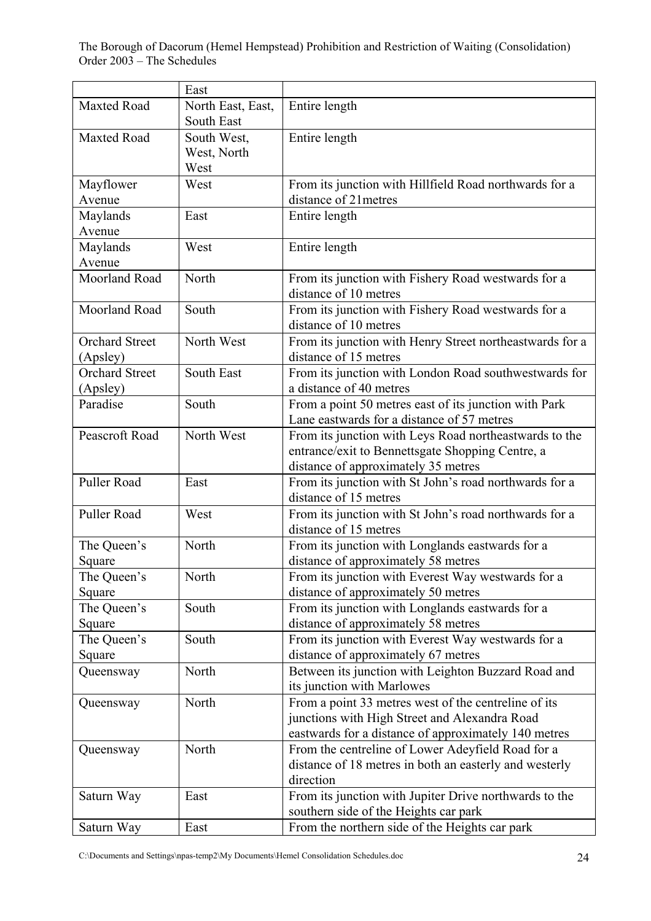|  | East |  |
|---|---|---|
| Maxted Road | North East, East, South East | Entire length |
| Maxted Road | South West, West, North West | Entire length |
| Mayflower Avenue | West | From its junction with Hillfield Road northwards for a distance of 21metres |
| Maylands Avenue | East | Entire length |
| Maylands Avenue | West | Entire length |
| Moorland Road | North | From its junction with Fishery Road westwards for a distance of 10 metres |
| Moorland Road | South | From its junction with Fishery Road westwards for a distance of 10 metres |
| Orchard Street (Apsley) | North West | From its junction with Henry Street northeastwards for a distance of 15 metres |
| Orchard Street (Apsley) | South East | From its junction with London Road southwestwards for a distance of 40 metres |
| Paradise | South | From a point 50 metres east of its junction with Park Lane eastwards for a distance of 57 metres |
| Peascroft Road | North West | From its junction with Leys Road northeastwards to the entrance/exit to Bennettsgate Shopping Centre, a distance of approximately 35 metres |
| Puller Road | East | From its junction with St John's road northwards for a distance of 15 metres |
| Puller Road | West | From its junction with St John's road northwards for a distance of 15 metres |
| The Queen's Square | North | From its junction with Longlands eastwards for a distance of approximately 58 metres |
| The Queen's Square | North | From its junction with Everest Way westwards for a distance of approximately 50 metres |
| The Queen's Square | South | From its junction with Longlands eastwards for a distance of approximately 58 metres |
| The Queen's Square | South | From its junction with Everest Way westwards for a distance of approximately 67 metres |
| Queensway | North | Between its junction with Leighton Buzzard Road and its junction with Marlowes |
| Queensway | North | From a point 33 metres west of the centreline of its junctions with High Street and Alexandra Road eastwards for a distance of approximately 140 metres |
| Queensway | North | From the centreline of Lower Adeyfield Road for a distance of 18 metres in both an easterly and westerly direction |
| Saturn Way | East | From its junction with Jupiter Drive northwards to the southern side of the Heights car park |
| Saturn Way | East | From the northern side of the Heights car park |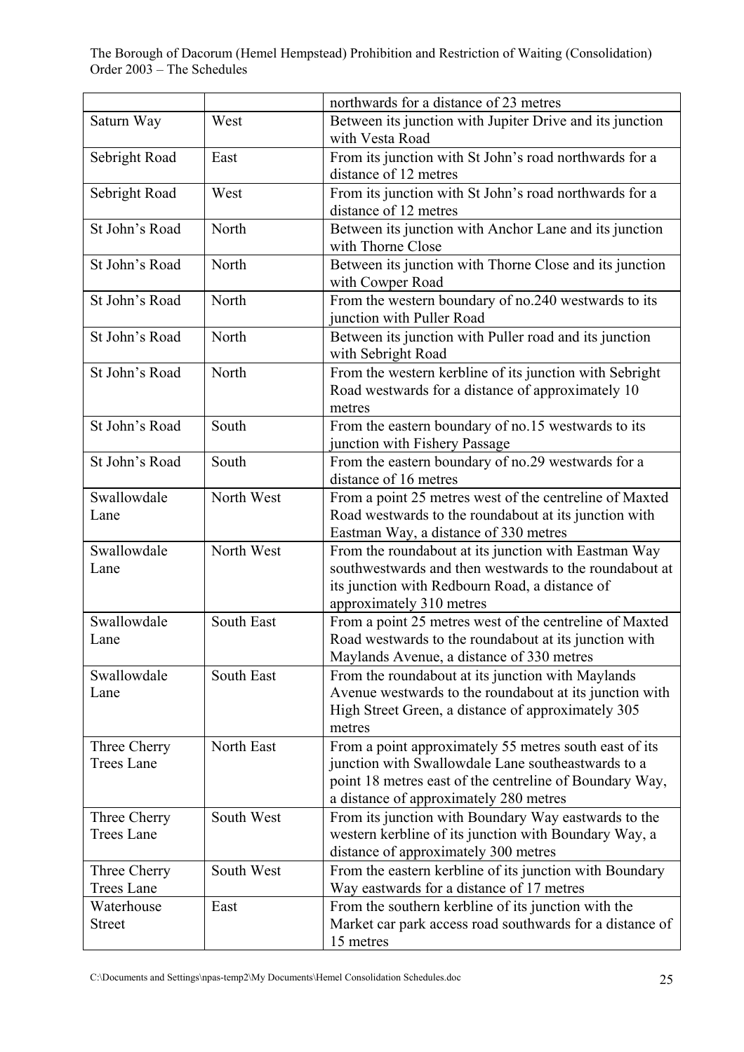| | | northwards for a distance of 23 metres |
|---|---|---|
| Saturn Way | West | Between its junction with Jupiter Drive and its junction with Vesta Road |
| Sebright Road | East | From its junction with St John's road northwards for a distance of 12 metres |
| Sebright Road | West | From its junction with St John's road northwards for a distance of 12 metres |
| St John's Road | North | Between its junction with Anchor Lane and its junction with Thorne Close |
| St John's Road | North | Between its junction with Thorne Close and its junction with Cowper Road |
| St John's Road | North | From the western boundary of no.240 westwards to its junction with Puller Road |
| St John's Road | North | Between its junction with Puller road and its junction with Sebright Road |
| St John's Road | North | From the western kerbline of its junction with Sebright Road westwards for a distance of approximately 10 metres |
| St John's Road | South | From the eastern boundary of no.15 westwards to its junction with Fishery Passage |
| St John's Road | South | From the eastern boundary of no.29 westwards for a distance of 16 metres |
| Swallowdale Lane | North West | From a point 25 metres west of the centreline of Maxted Road westwards to the roundabout at its junction with Eastman Way, a distance of 330 metres |
| Swallowdale Lane | North West | From the roundabout at its junction with Eastman Way southwestwards and then westwards to the roundabout at its junction with Redbourn Road, a distance of approximately 310 metres |
| Swallowdale Lane | South East | From a point 25 metres west of the centreline of Maxted Road westwards to the roundabout at its junction with Maylands Avenue, a distance of 330 metres |
| Swallowdale Lane | South East | From the roundabout at its junction with Maylands Avenue westwards to the roundabout at its junction with High Street Green, a distance of approximately 305 metres |
| Three Cherry Trees Lane | North East | From a point approximately 55 metres south east of its junction with Swallowdale Lane southeastwards to a point 18 metres east of the centreline of Boundary Way, a distance of approximately 280 metres |
| Three Cherry Trees Lane | South West | From its junction with Boundary Way eastwards to the western kerbline of its junction with Boundary Way, a distance of approximately 300 metres |
| Three Cherry Trees Lane | South West | From the eastern kerbline of its junction with Boundary Way eastwards for a distance of 17 metres |
| Waterhouse Street | East | From the southern kerbline of its junction with the Market car park access road southwards for a distance of 15 metres |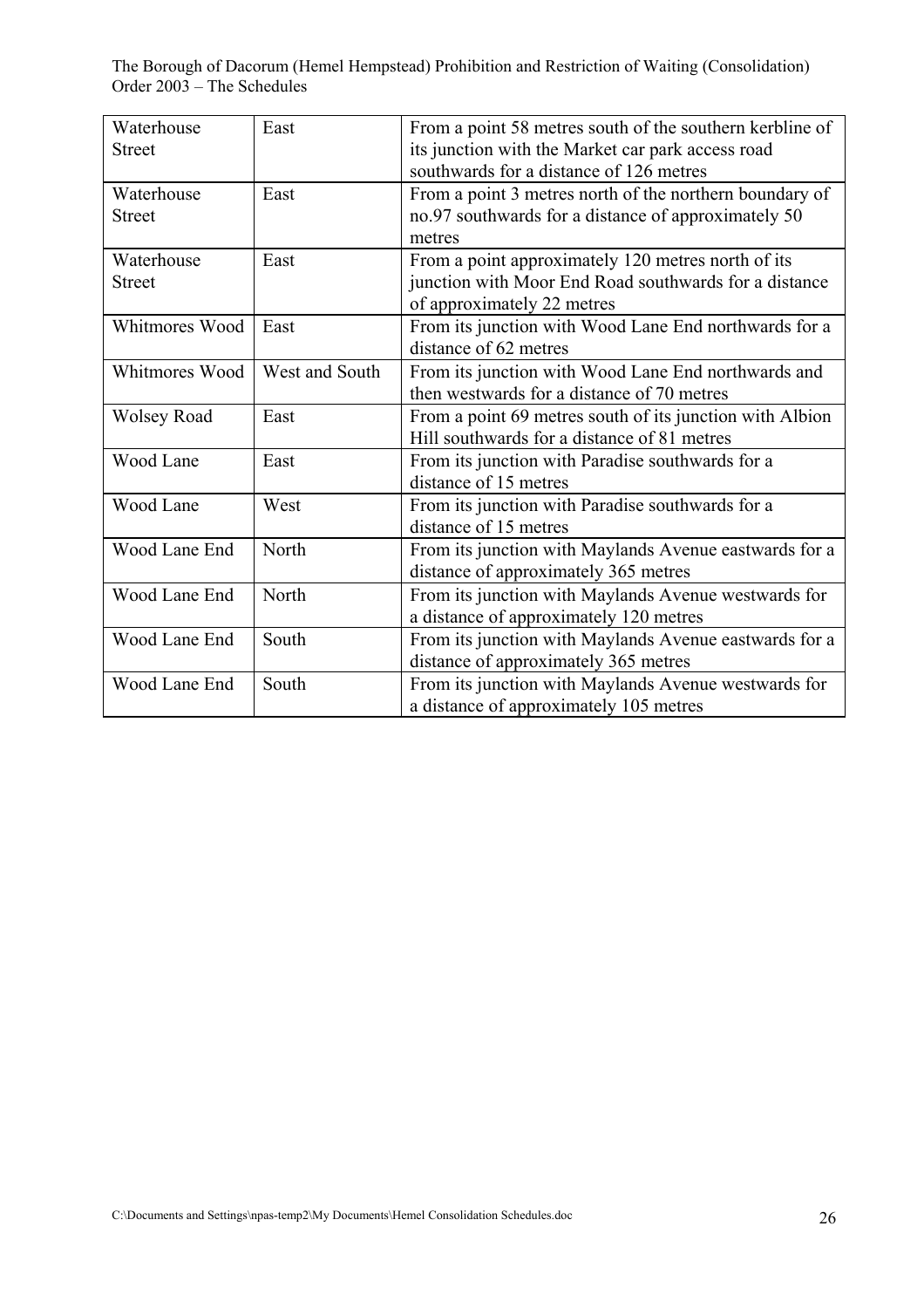| Waterhouse Street | East | From a point 58 metres south of the southern kerbline of its junction with the Market car park access road southwards for a distance of 126 metres |
|---|---|---|
| Waterhouse Street | East | From a point 3 metres north of the northern boundary of no.97 southwards for a distance of approximately 50 metres |
| Waterhouse Street | East | From a point approximately 120 metres north of its junction with Moor End Road southwards for a distance of approximately 22 metres |
| Whitmores Wood | East | From its junction with Wood Lane End northwards for a distance of 62 metres |
| Whitmores Wood | West and South | From its junction with Wood Lane End northwards and then westwards for a distance of 70 metres |
| Wolsey Road | East | From a point 69 metres south of its junction with Albion Hill southwards for a distance of 81 metres |
| Wood Lane | East | From its junction with Paradise southwards for a distance of 15 metres |
| Wood Lane | West | From its junction with Paradise southwards for a distance of 15 metres |
| Wood Lane End | North | From its junction with Maylands Avenue eastwards for a distance of approximately 365 metres |
| Wood Lane End | North | From its junction with Maylands Avenue westwards for a distance of approximately 120 metres |
| Wood Lane End | South | From its junction with Maylands Avenue eastwards for a distance of approximately 365 metres |
| Wood Lane End | South | From its junction with Maylands Avenue westwards for a distance of approximately 105 metres |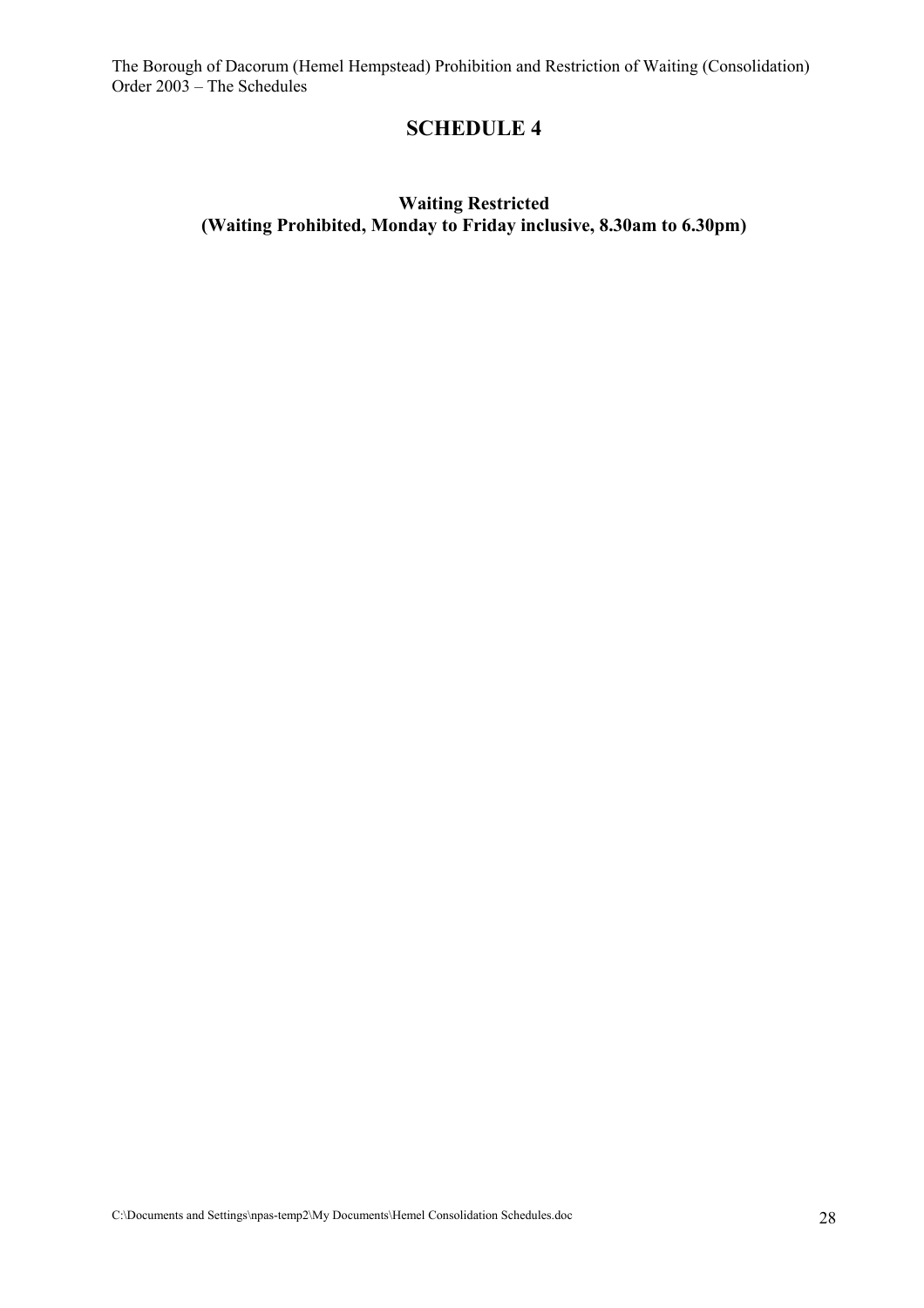# SCHEDULE 4

**Waiting Restricted**
**(Waiting Prohibited, Monday to Friday inclusive, 8.30am to 6.30pm)**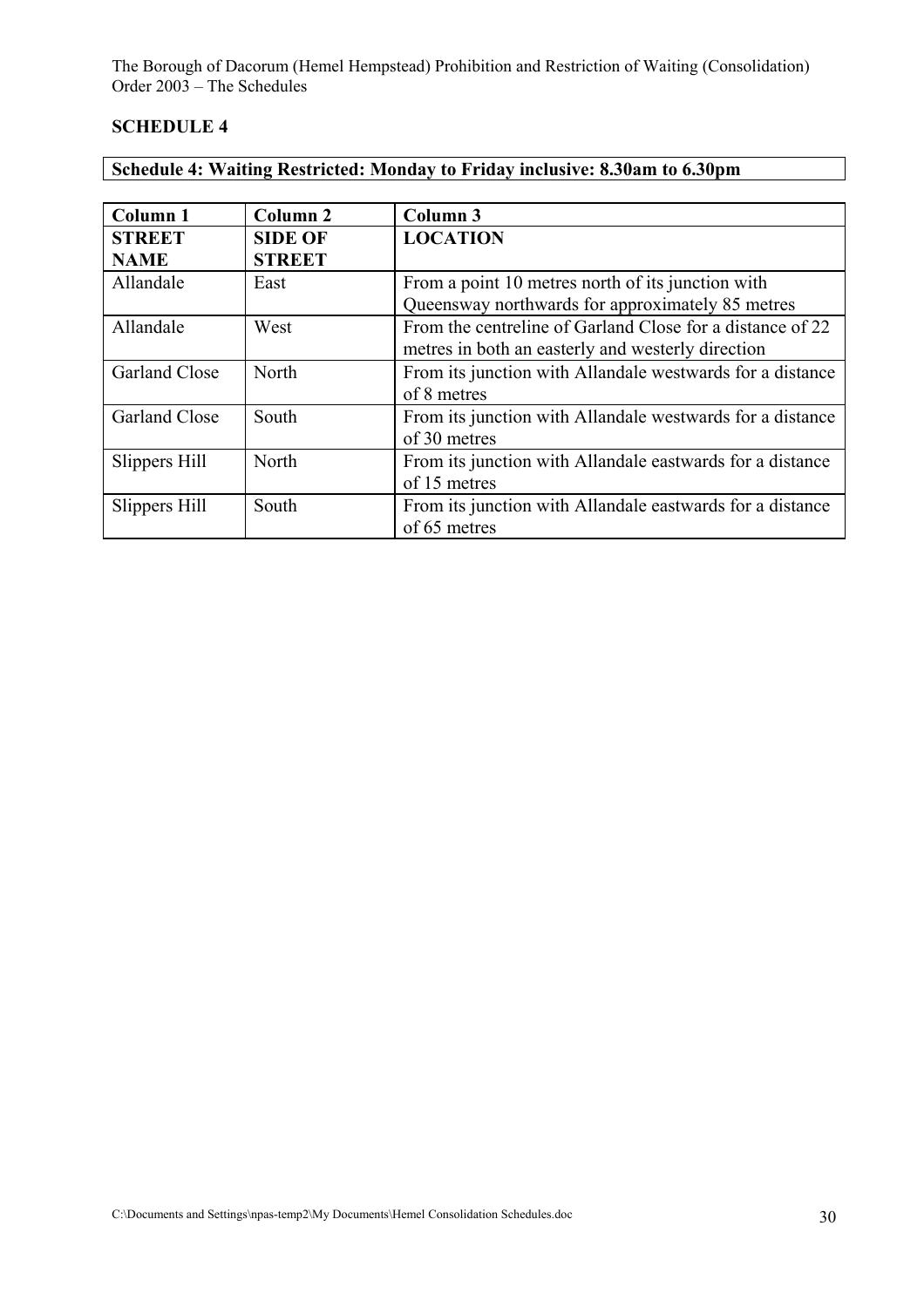## SCHEDULE 4

**Schedule 4: Waiting Restricted: Monday to Friday inclusive: 8.30am to 6.30pm**

| Column 1 | Column 2 | Column 3 |
|---|---|---|
| **STREET NAME** | **SIDE OF STREET** | **LOCATION** |
| Allandale | East | From a point 10 metres north of its junction with Queensway northwards for approximately 85 metres |
| Allandale | West | From the centreline of Garland Close for a distance of 22 metres in both an easterly and westerly direction |
| Garland Close | North | From its junction with Allandale westwards for a distance of 8 metres |
| Garland Close | South | From its junction with Allandale westwards for a distance of 30 metres |
| Slippers Hill | North | From its junction with Allandale eastwards for a distance of 15 metres |
| Slippers Hill | South | From its junction with Allandale eastwards for a distance of 65 metres |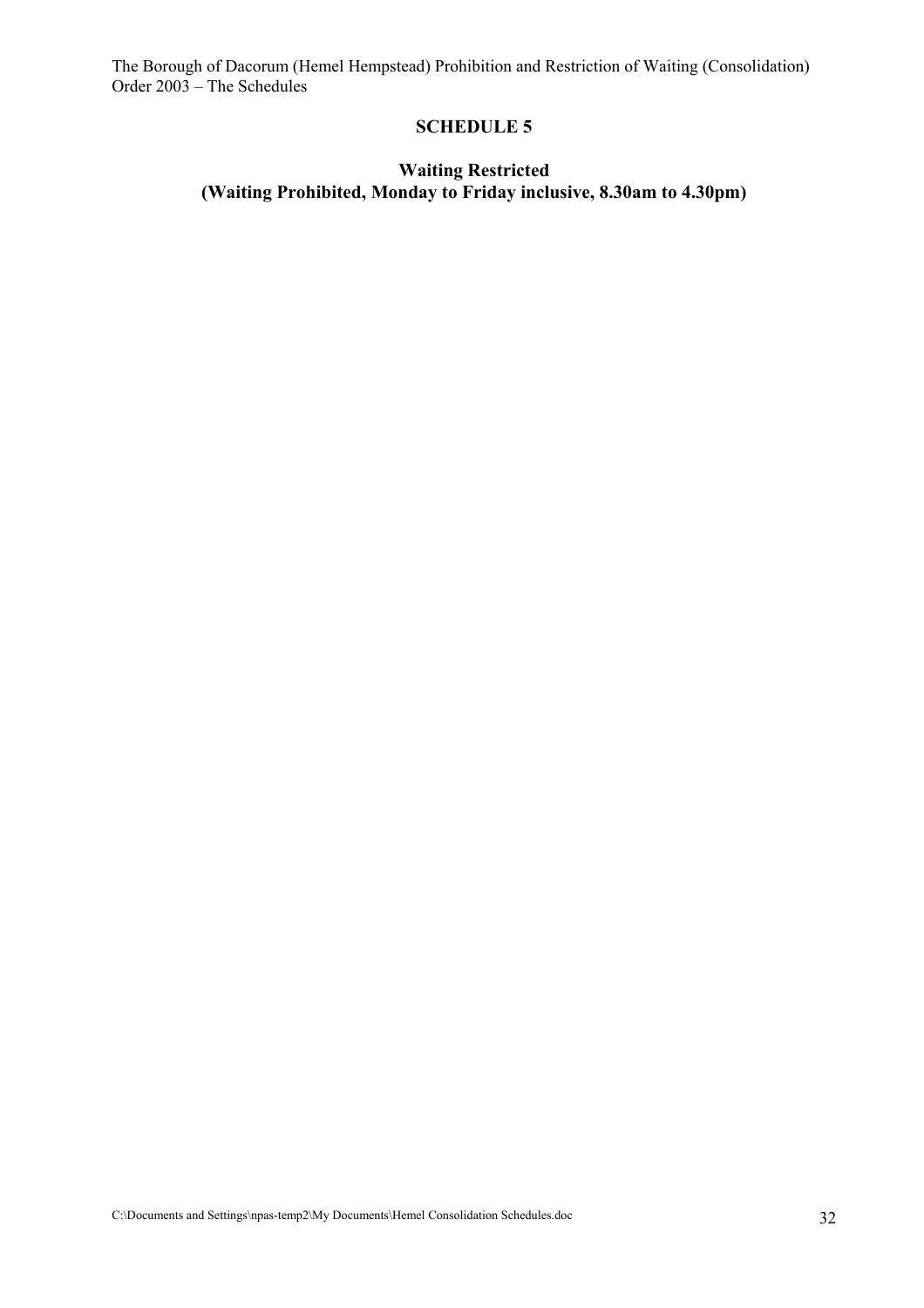## SCHEDULE 5

### Waiting Restricted
### (Waiting Prohibited, Monday to Friday inclusive, 8.30am to 4.30pm)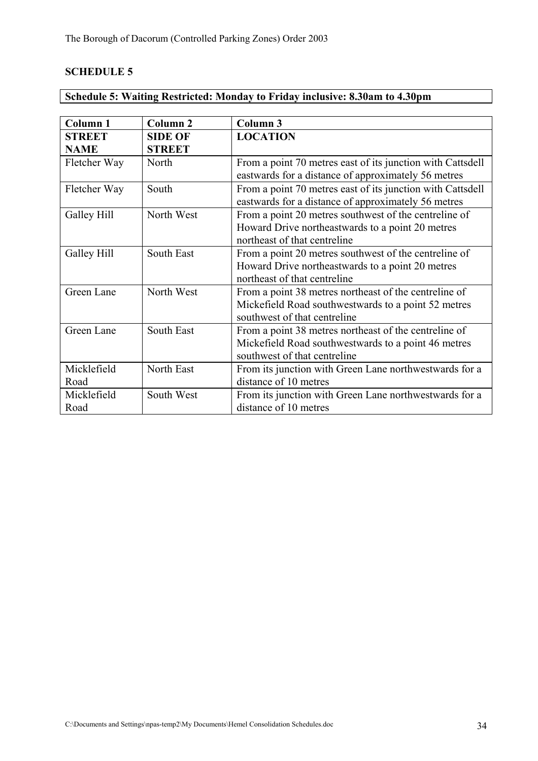## SCHEDULE 5

**Schedule 5: Waiting Restricted: Monday to Friday inclusive: 8.30am to 4.30pm**

| Column 1 | Column 2 | Column 3 |
|---|---|---|
| **STREET NAME** | **SIDE OF STREET** | **LOCATION** |
| Fletcher Way | North | From a point 70 metres east of its junction with Cattsdell eastwards for a distance of approximately 56 metres |
| Fletcher Way | South | From a point 70 metres east of its junction with Cattsdell eastwards for a distance of approximately 56 metres |
| Galley Hill | North West | From a point 20 metres southwest of the centreline of Howard Drive northeastwards to a point 20 metres northeast of that centreline |
| Galley Hill | South East | From a point 20 metres southwest of the centreline of Howard Drive northeastwards to a point 20 metres northeast of that centreline |
| Green Lane | North West | From a point 38 metres northeast of the centreline of Mickefield Road southwestwards to a point 52 metres southwest of that centreline |
| Green Lane | South East | From a point 38 metres northeast of the centreline of Mickefield Road southwestwards to a point 46 metres southwest of that centreline |
| Micklefield Road | North East | From its junction with Green Lane northwestwards for a distance of 10 metres |
| Micklefield Road | South West | From its junction with Green Lane northwestwards for a distance of 10 metres |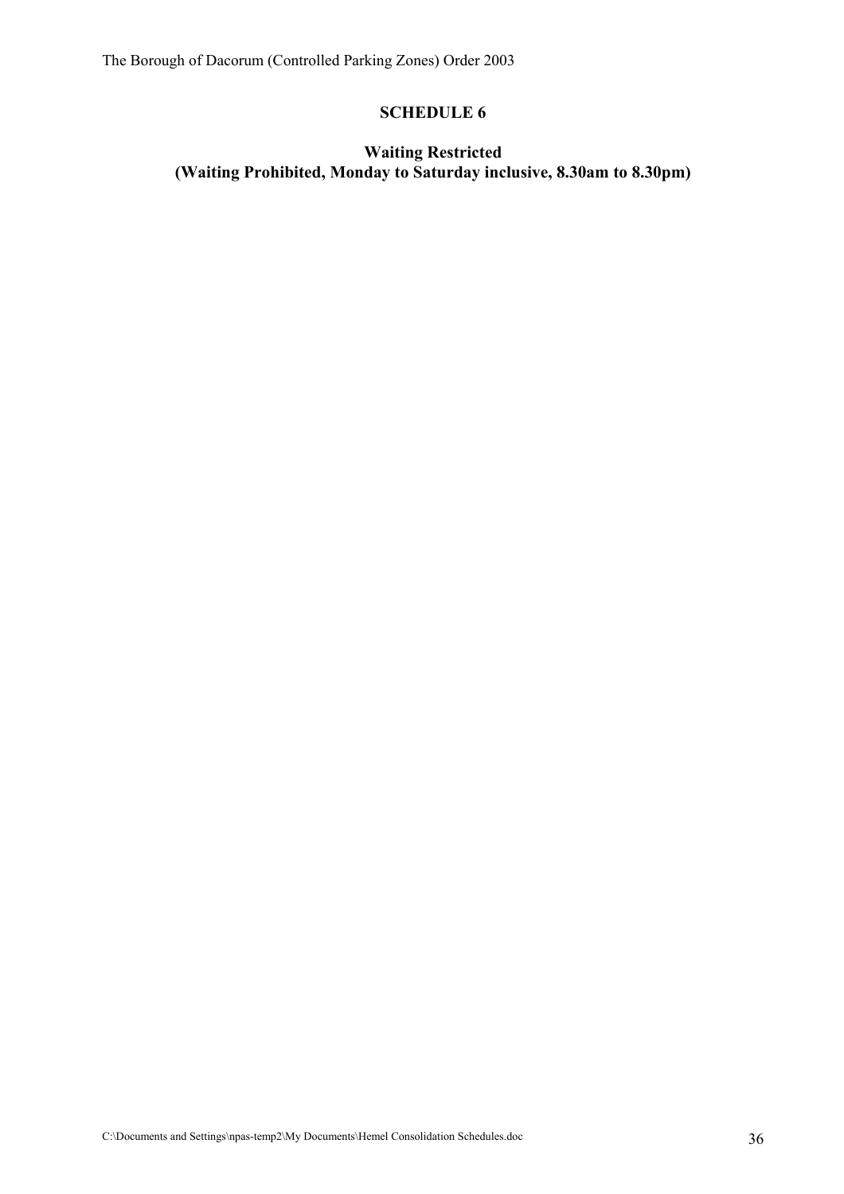## SCHEDULE 6

### Waiting Restricted
### (Waiting Prohibited, Monday to Saturday inclusive, 8.30am to 8.30pm)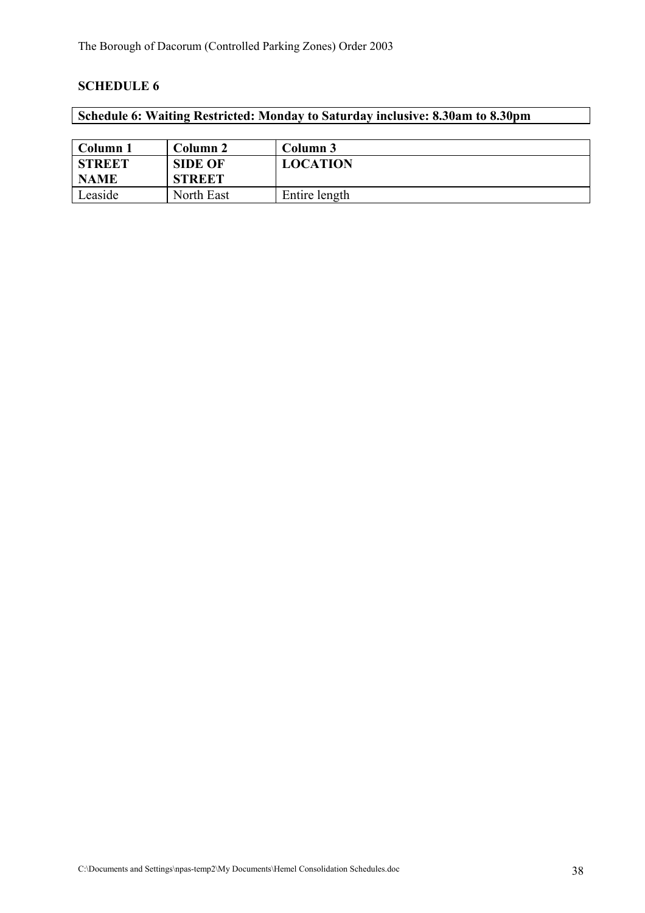## SCHEDULE 6

**Schedule 6: Waiting Restricted: Monday to Saturday inclusive: 8.30am to 8.30pm**

| Column 1 | Column 2 | Column 3 |
|---|---|---|
| **STREET NAME** | **SIDE OF STREET** | **LOCATION** |
| Leaside | North East | Entire length |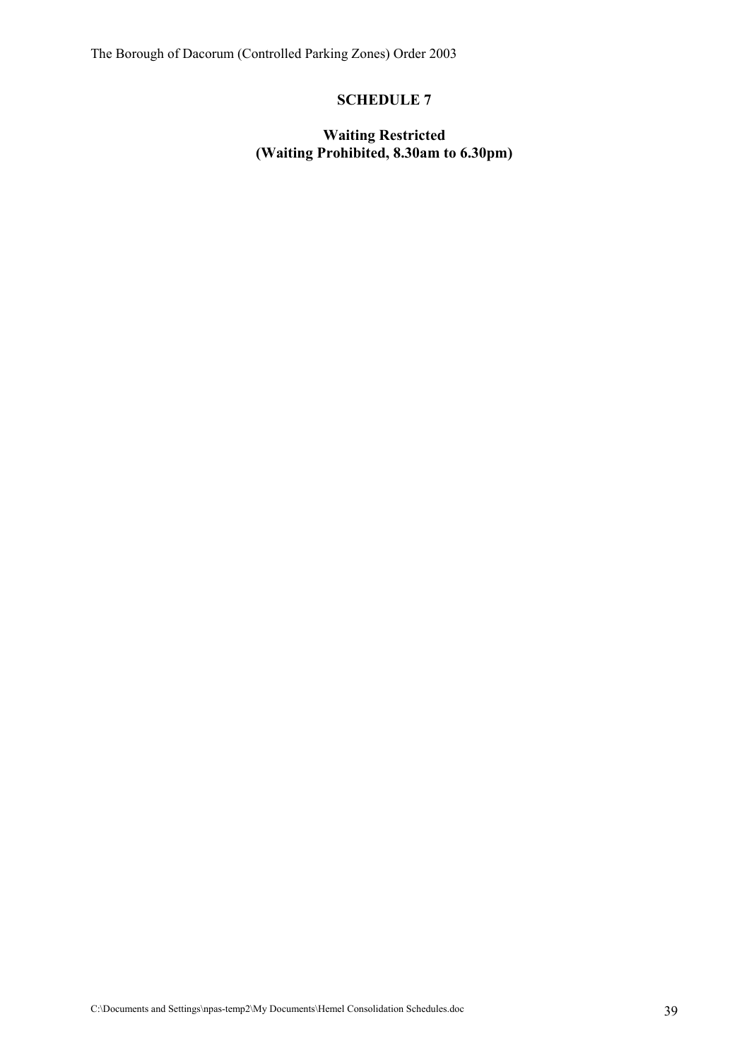## SCHEDULE 7

### Waiting Restricted
### (Waiting Prohibited, 8.30am to 6.30pm)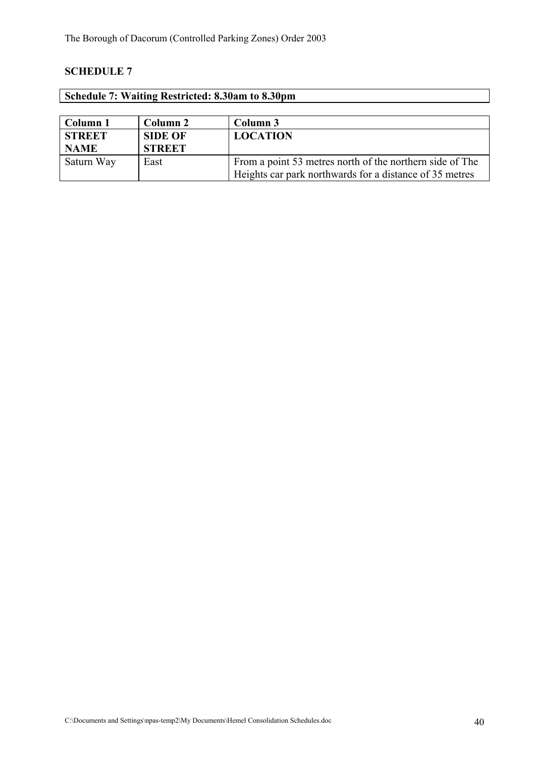## SCHEDULE 7

**Schedule 7: Waiting Restricted: 8.30am to 8.30pm**

| Column 1<br>**STREET NAME** | Column 2<br>**SIDE OF STREET** | Column 3<br>**LOCATION** |
|---|---|---|
| Saturn Way | East | From a point 53 metres north of the northern side of The Heights car park northwards for a distance of 35 metres |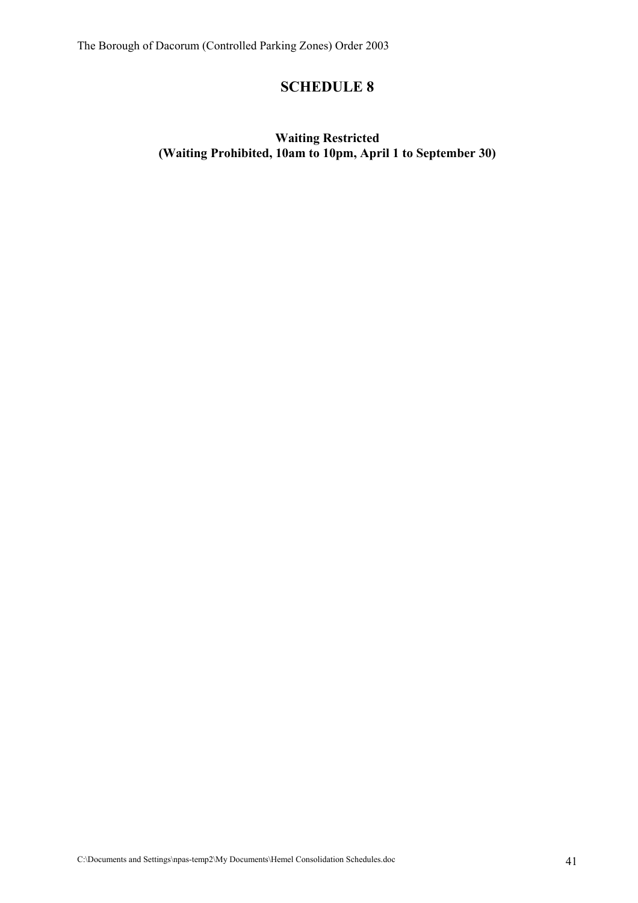# SCHEDULE 8

**Waiting Restricted**
**(Waiting Prohibited, 10am to 10pm, April 1 to September 30)**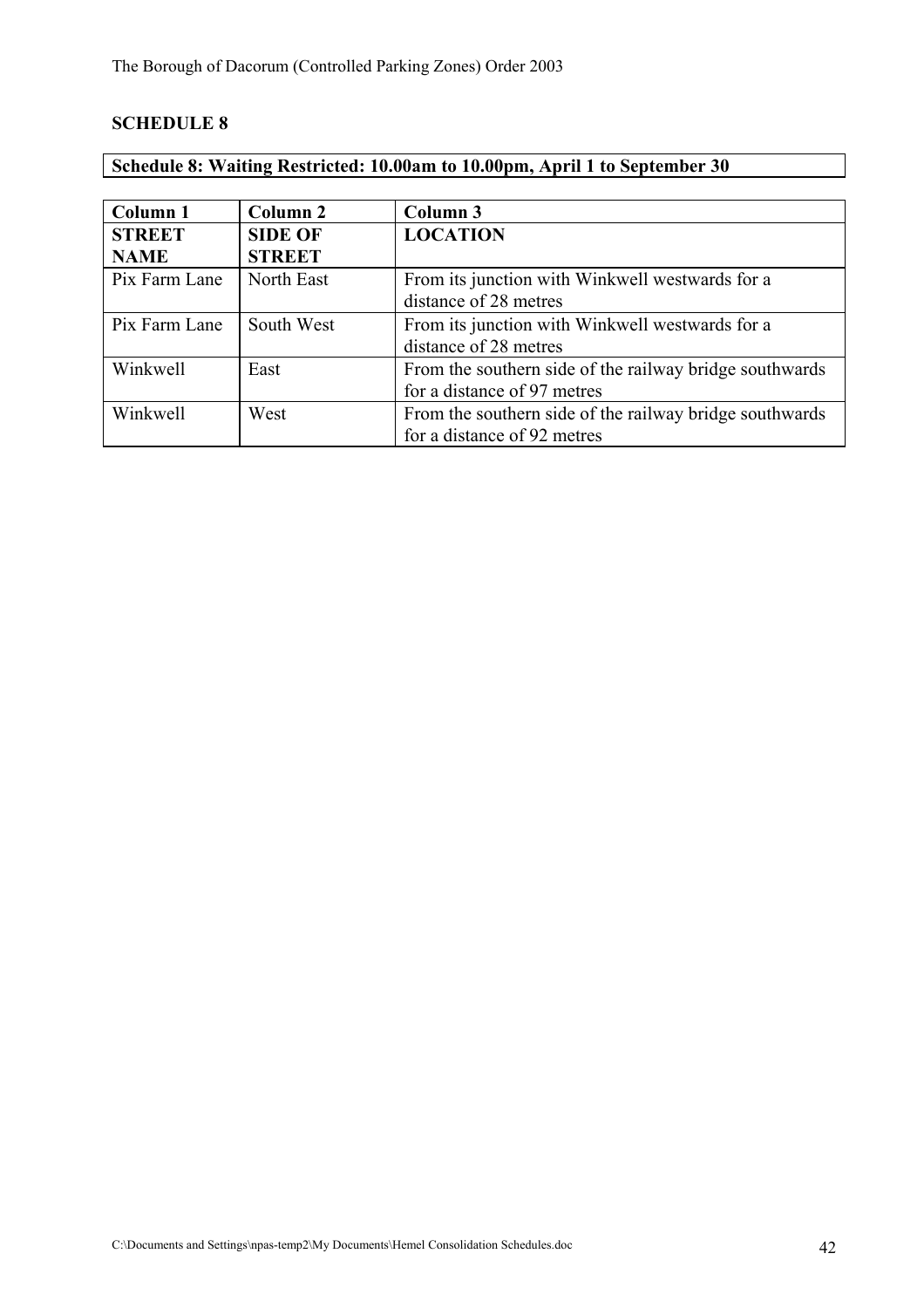## SCHEDULE 8

**Schedule 8: Waiting Restricted: 10.00am to 10.00pm, April 1 to September 30**

| Column 1<br>STREET NAME | Column 2<br>SIDE OF STREET | Column 3<br>LOCATION |
|---|---|---|
| Pix Farm Lane | North East | From its junction with Winkwell westwards for a distance of 28 metres |
| Pix Farm Lane | South West | From its junction with Winkwell westwards for a distance of 28 metres |
| Winkwell | East | From the southern side of the railway bridge southwards for a distance of 97 metres |
| Winkwell | West | From the southern side of the railway bridge southwards for a distance of 92 metres |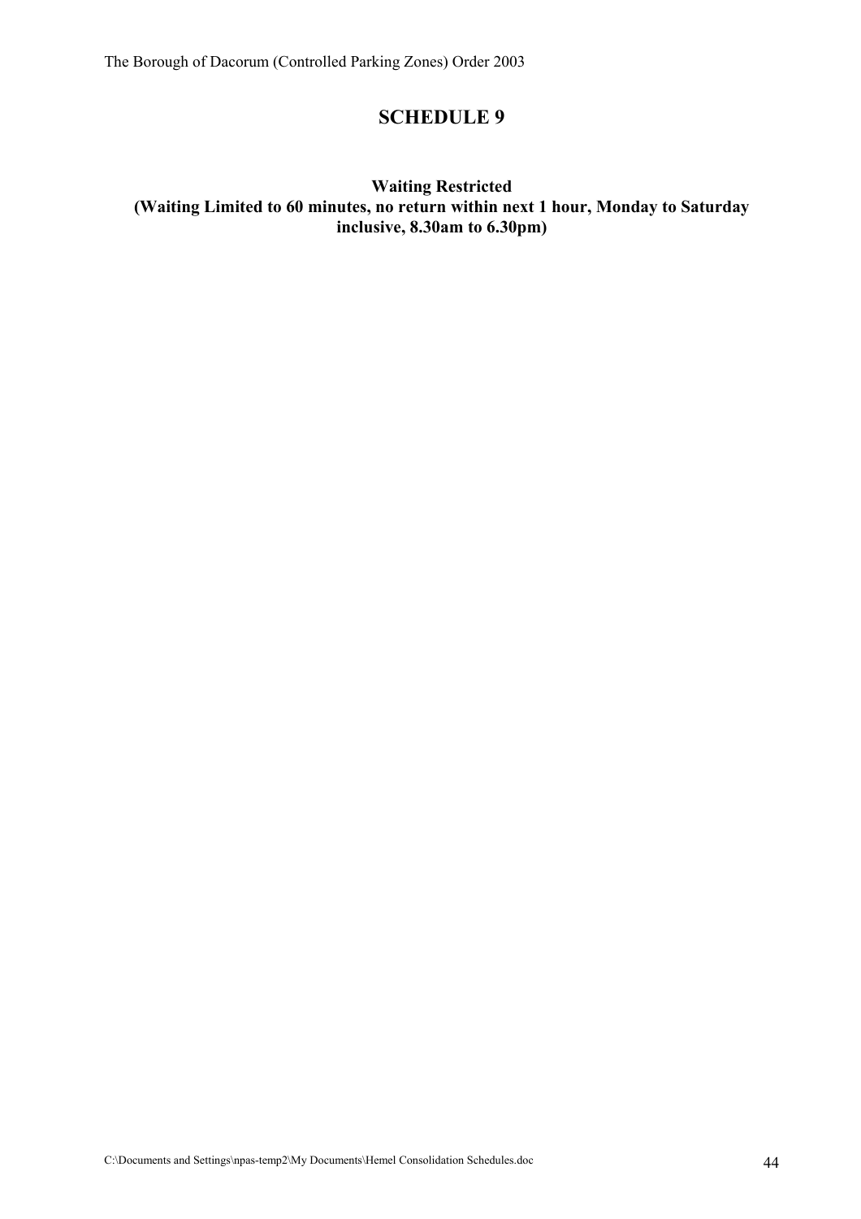# SCHEDULE 9

**Waiting Restricted**
**(Waiting Limited to 60 minutes, no return within next 1 hour, Monday to Saturday inclusive, 8.30am to 6.30pm)**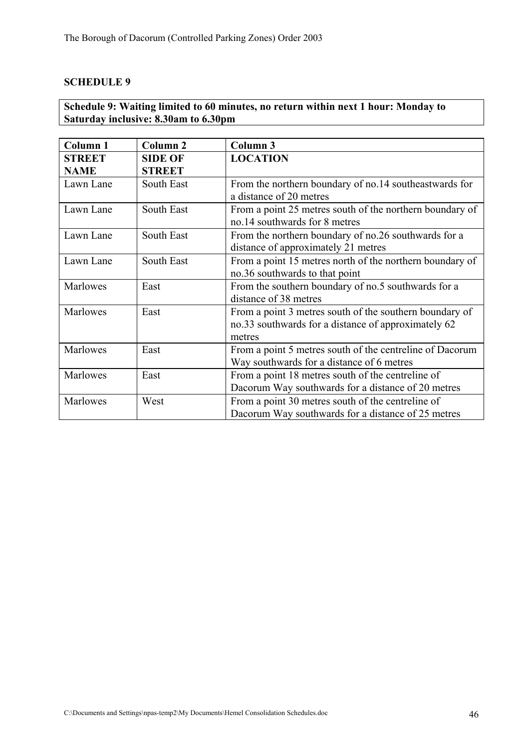## SCHEDULE 9

**Schedule 9: Waiting limited to 60 minutes, no return within next 1 hour: Monday to Saturday inclusive: 8.30am to 6.30pm**

| Column 1<br>STREET NAME | Column 2<br>SIDE OF STREET | Column 3<br>LOCATION |
|---|---|---|
| Lawn Lane | South East | From the northern boundary of no.14 southeastwards for a distance of 20 metres |
| Lawn Lane | South East | From a point 25 metres south of the northern boundary of no.14 southwards for 8 metres |
| Lawn Lane | South East | From the northern boundary of no.26 southwards for a distance of approximately 21 metres |
| Lawn Lane | South East | From a point 15 metres north of the northern boundary of no.36 southwards to that point |
| Marlowes | East | From the southern boundary of no.5 southwards for a distance of 38 metres |
| Marlowes | East | From a point 3 metres south of the southern boundary of no.33 southwards for a distance of approximately 62 metres |
| Marlowes | East | From a point 5 metres south of the centreline of Dacorum Way southwards for a distance of 6 metres |
| Marlowes | East | From a point 18 metres south of the centreline of Dacorum Way southwards for a distance of 20 metres |
| Marlowes | West | From a point 30 metres south of the centreline of Dacorum Way southwards for a distance of 25 metres |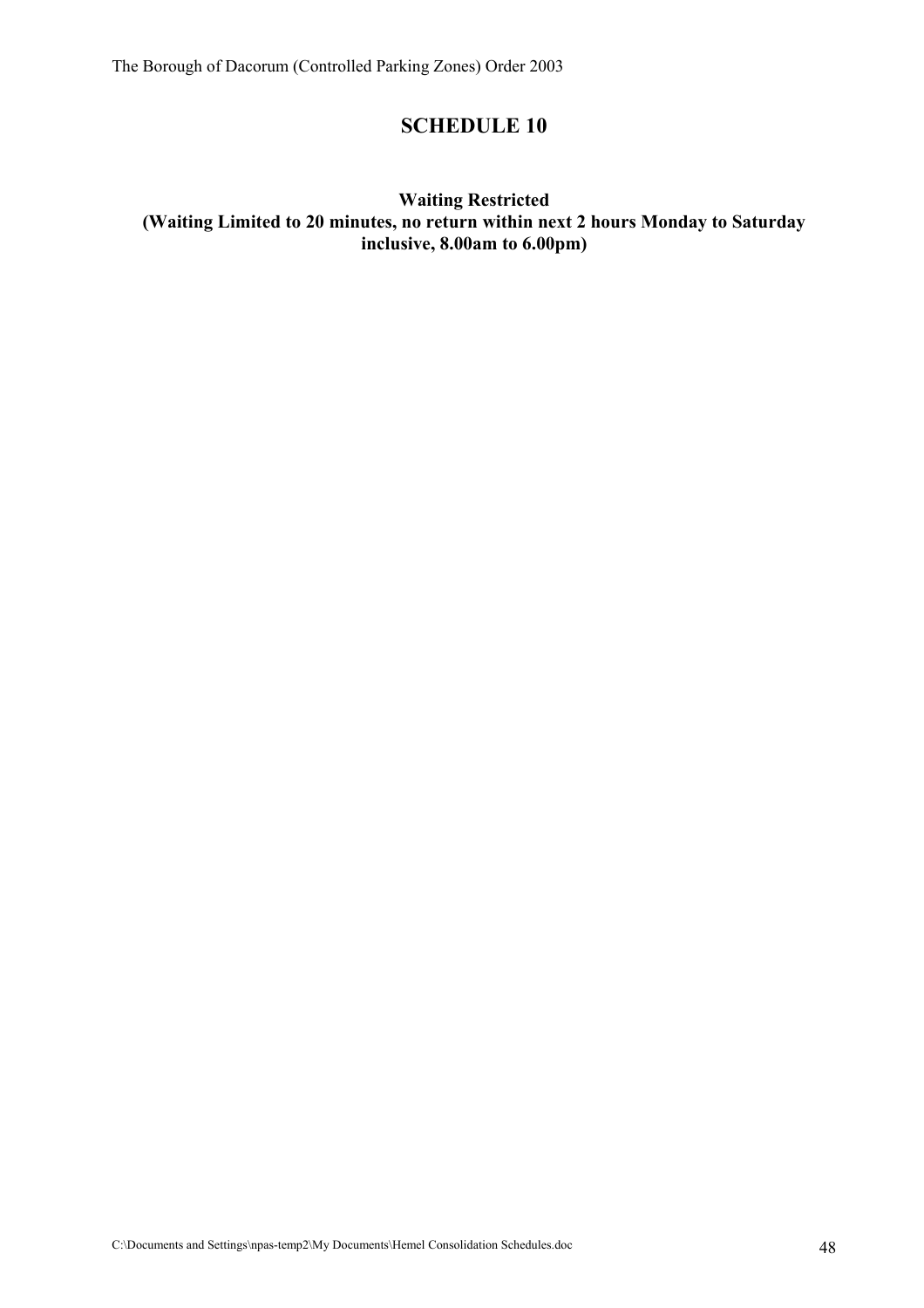# SCHEDULE 10

**Waiting Restricted**
**(Waiting Limited to 20 minutes, no return within next 2 hours Monday to Saturday inclusive, 8.00am to 6.00pm)**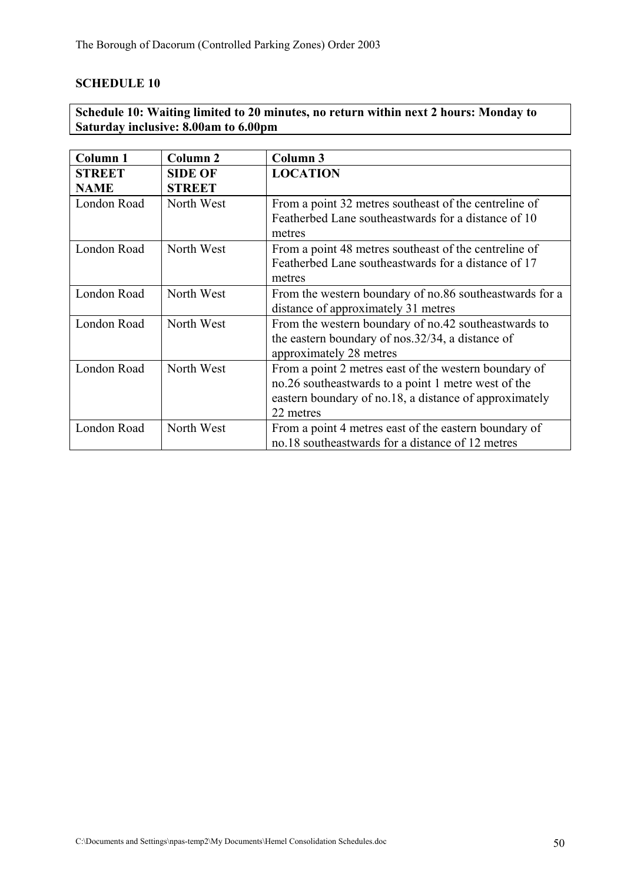## SCHEDULE 10

**Schedule 10: Waiting limited to 20 minutes, no return within next 2 hours: Monday to Saturday inclusive: 8.00am to 6.00pm**

| Column 1<br>**STREET NAME** | Column 2<br>**SIDE OF STREET** | Column 3<br>**LOCATION** |
|---|---|---|
| London Road | North West | From a point 32 metres southeast of the centreline of Featherbed Lane southeastwards for a distance of 10 metres |
| London Road | North West | From a point 48 metres southeast of the centreline of Featherbed Lane southeastwards for a distance of 17 metres |
| London Road | North West | From the western boundary of no.86 southeastwards for a distance of approximately 31 metres |
| London Road | North West | From the western boundary of no.42 southeastwards to the eastern boundary of nos.32/34, a distance of approximately 28 metres |
| London Road | North West | From a point 2 metres east of the western boundary of no.26 southeastwards to a point 1 metre west of the eastern boundary of no.18, a distance of approximately 22 metres |
| London Road | North West | From a point 4 metres east of the eastern boundary of no.18 southeastwards for a distance of 12 metres |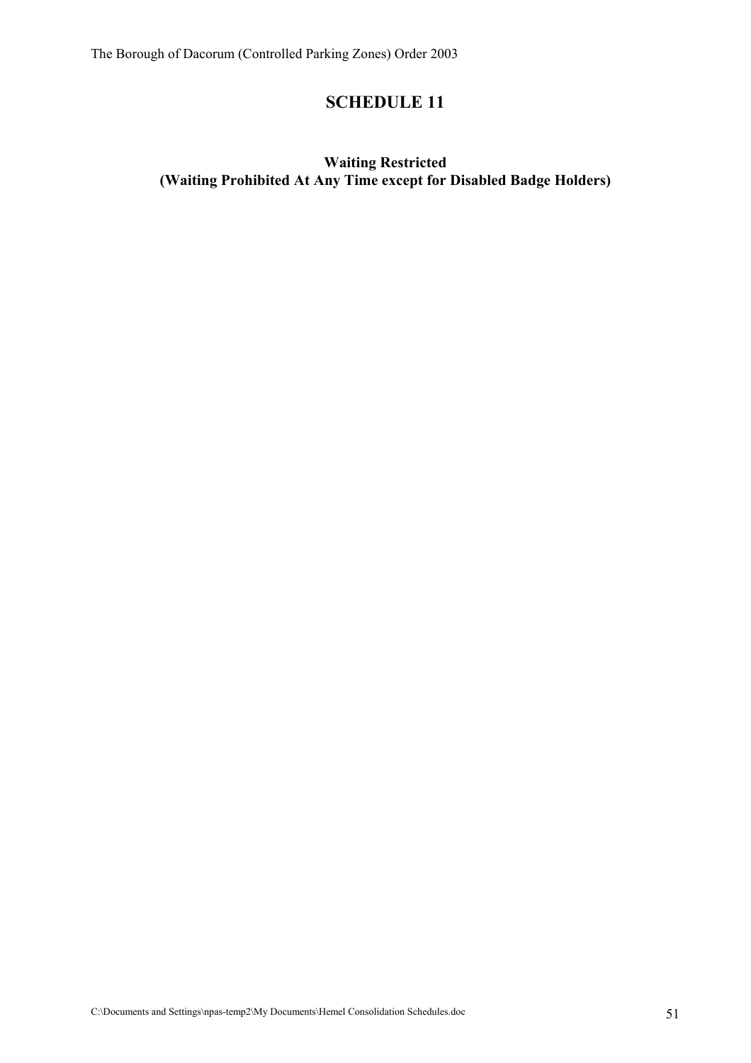# SCHEDULE 11

**Waiting Restricted**
**(Waiting Prohibited At Any Time except for Disabled Badge Holders)**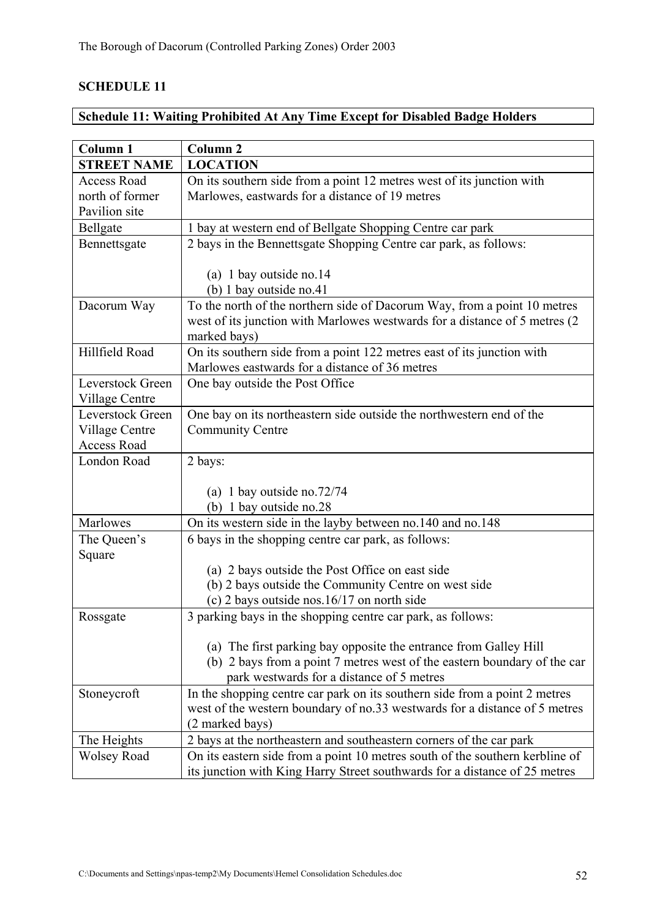## SCHEDULE 11

**Schedule 11: Waiting Prohibited At Any Time Except for Disabled Badge Holders**

| Column 1<br>**STREET NAME** | Column 2<br>**LOCATION** |
|---|---|
| Access Road north of former Pavilion site | On its southern side from a point 12 metres west of its junction with Marlowes, eastwards for a distance of 19 metres |
| Bellgate | 1 bay at western end of Bellgate Shopping Centre car park |
| Bennettsgate | 2 bays in the Bennettsgate Shopping Centre car park, as follows:<br><br>(a) 1 bay outside no.14<br>(b) 1 bay outside no.41 |
| Dacorum Way | To the north of the northern side of Dacorum Way, from a point 10 metres west of its junction with Marlowes westwards for a distance of 5 metres (2 marked bays) |
| Hillfield Road | On its southern side from a point 122 metres east of its junction with Marlowes eastwards for a distance of 36 metres |
| Leverstock Green Village Centre | One bay outside the Post Office |
| Leverstock Green Village Centre Access Road | One bay on its northeastern side outside the northwestern end of the Community Centre |
| London Road | 2 bays:<br><br>(a) 1 bay outside no.72/74<br>(b) 1 bay outside no.28 |
| Marlowes | On its western side in the layby between no.140 and no.148 |
| The Queen's Square | 6 bays in the shopping centre car park, as follows:<br><br>(a) 2 bays outside the Post Office on east side<br>(b) 2 bays outside the Community Centre on west side<br>(c) 2 bays outside nos.16/17 on north side |
| Rossgate | 3 parking bays in the shopping centre car park, as follows:<br><br>(a) The first parking bay opposite the entrance from Galley Hill<br>(b) 2 bays from a point 7 metres west of the eastern boundary of the car park westwards for a distance of 5 metres |
| Stoneycroft | In the shopping centre car park on its southern side from a point 2 metres west of the western boundary of no.33 westwards for a distance of 5 metres (2 marked bays) |
| The Heights | 2 bays at the northeastern and southeastern corners of the car park |
| Wolsey Road | On its eastern side from a point 10 metres south of the southern kerbline of its junction with King Harry Street southwards for a distance of 25 metres |